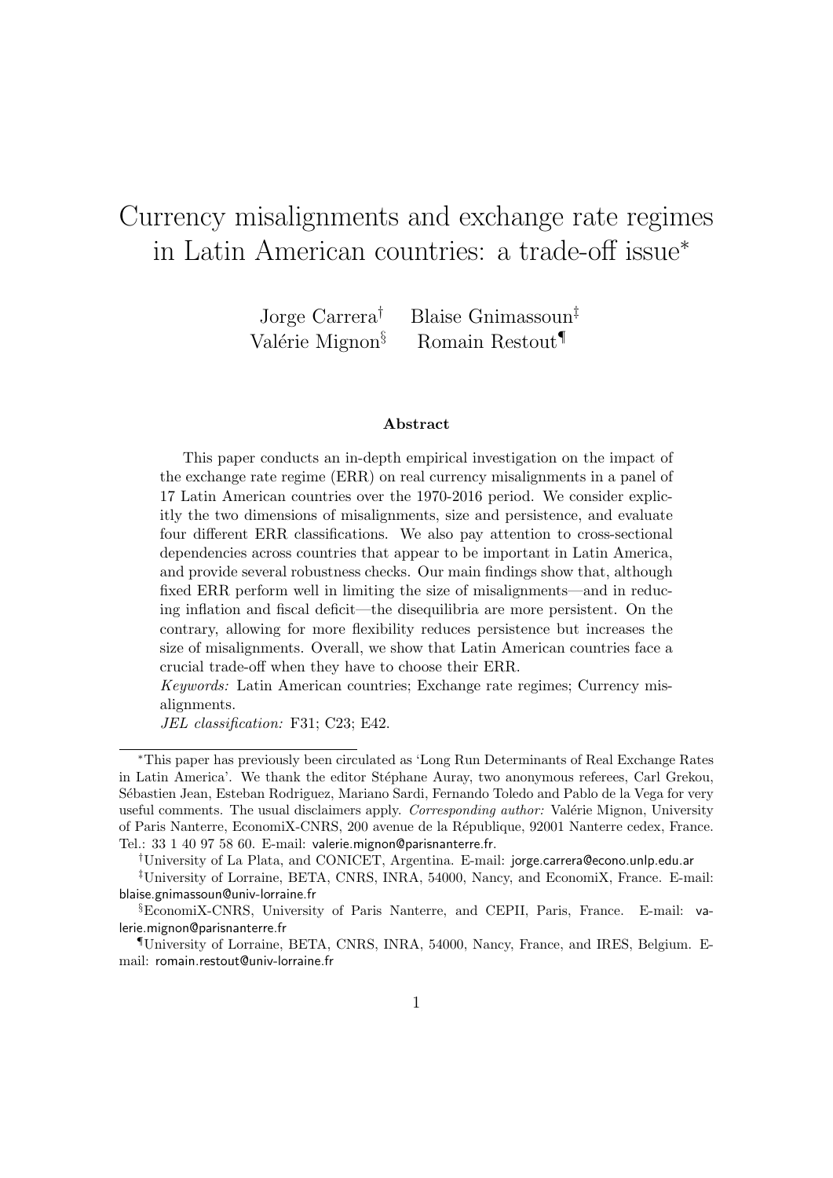# Currency misalignments and exchange rate regimes in Latin American countries: a trade-off issue[*]

Jorge Carrera[†] Blaise Gnimassoun[‡]
Valérie Mignon[§] Romain Restout[¶]

## Abstract

This paper conducts an in-depth empirical investigation on the impact of the exchange rate regime (ERR) on real currency misalignments in a panel of 17 Latin American countries over the 1970-2016 period. We consider explicitly the two dimensions of misalignments, size and persistence, and evaluate four different ERR classifications. We also pay attention to cross-sectional dependencies across countries that appear to be important in Latin America, and provide several robustness checks. Our main findings show that, although fixed ERR perform well in limiting the size of misalignments—and in reducing inflation and fiscal deficit—the disequilibria are more persistent. On the contrary, allowing for more flexibility reduces persistence but increases the size of misalignments. Overall, we show that Latin American countries face a crucial trade-off when they have to choose their ERR.

*Keywords:* Latin American countries; Exchange rate regimes; Currency misalignments.

*JEL classification:* F31; C23; E42.

---

[*] This paper has previously been circulated as 'Long Run Determinants of Real Exchange Rates in Latin America'. We thank the editor Stéphane Auray, two anonymous referees, Carl Grekou, Sébastien Jean, Esteban Rodriguez, Mariano Sardi, Fernando Toledo and Pablo de la Vega for very useful comments. The usual disclaimers apply. *Corresponding author:* Valérie Mignon, University of Paris Nanterre, EconomiX-CNRS, 200 avenue de la République, 92001 Nanterre cedex, France. Tel.: 33 1 40 97 58 60. E-mail: valerie.mignon@parisnanterre.fr.

[†] University of La Plata, and CONICET, Argentina. E-mail: jorge.carrera@econo.unlp.edu.ar

[‡] University of Lorraine, BETA, CNRS, INRA, 54000, Nancy, and EconomiX, France. E-mail: blaise.gnimassoun@univ-lorraine.fr

[§] EconomiX-CNRS, University of Paris Nanterre, and CEPII, Paris, France. E-mail: valerie.mignon@parisnanterre.fr

[¶] University of Lorraine, BETA, CNRS, INRA, 54000, Nancy, France, and IRES, Belgium. E-mail: romain.restout@univ-lorraine.fr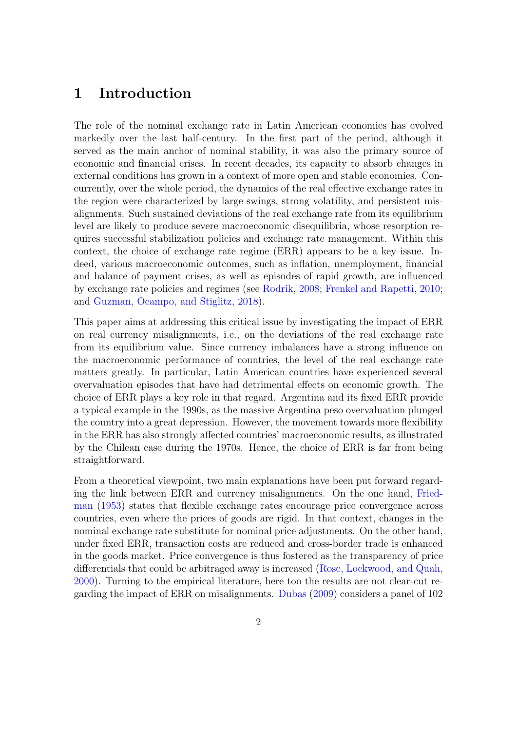# 1 Introduction

The role of the nominal exchange rate in Latin American economies has evolved markedly over the last half-century. In the first part of the period, although it served as the main anchor of nominal stability, it was also the primary source of economic and financial crises. In recent decades, its capacity to absorb changes in external conditions has grown in a context of more open and stable economies. Concurrently, over the whole period, the dynamics of the real effective exchange rates in the region were characterized by large swings, strong volatility, and persistent misalignments. Such sustained deviations of the real exchange rate from its equilibrium level are likely to produce severe macroeconomic disequilibria, whose resorption requires successful stabilization policies and exchange rate management. Within this context, the choice of exchange rate regime (ERR) appears to be a key issue. Indeed, various macroeconomic outcomes, such as inflation, unemployment, financial and balance of payment crises, as well as episodes of rapid growth, are influenced by exchange rate policies and regimes (see Rodrik, 2008; Frenkel and Rapetti, 2010; and Guzman, Ocampo, and Stiglitz, 2018).

This paper aims at addressing this critical issue by investigating the impact of ERR on real currency misalignments, i.e., on the deviations of the real exchange rate from its equilibrium value. Since currency imbalances have a strong influence on the macroeconomic performance of countries, the level of the real exchange rate matters greatly. In particular, Latin American countries have experienced several overvaluation episodes that have had detrimental effects on economic growth. The choice of ERR plays a key role in that regard. Argentina and its fixed ERR provide a typical example in the 1990s, as the massive Argentina peso overvaluation plunged the country into a great depression. However, the movement towards more flexibility in the ERR has also strongly affected countries' macroeconomic results, as illustrated by the Chilean case during the 1970s. Hence, the choice of ERR is far from being straightforward.

From a theoretical viewpoint, two main explanations have been put forward regarding the link between ERR and currency misalignments. On the one hand, Friedman (1953) states that flexible exchange rates encourage price convergence across countries, even where the prices of goods are rigid. In that context, changes in the nominal exchange rate substitute for nominal price adjustments. On the other hand, under fixed ERR, transaction costs are reduced and cross-border trade is enhanced in the goods market. Price convergence is thus fostered as the transparency of price differentials that could be arbitraged away is increased (Rose, Lockwood, and Quah, 2000). Turning to the empirical literature, here too the results are not clear-cut regarding the impact of ERR on misalignments. Dubas (2009) considers a panel of 102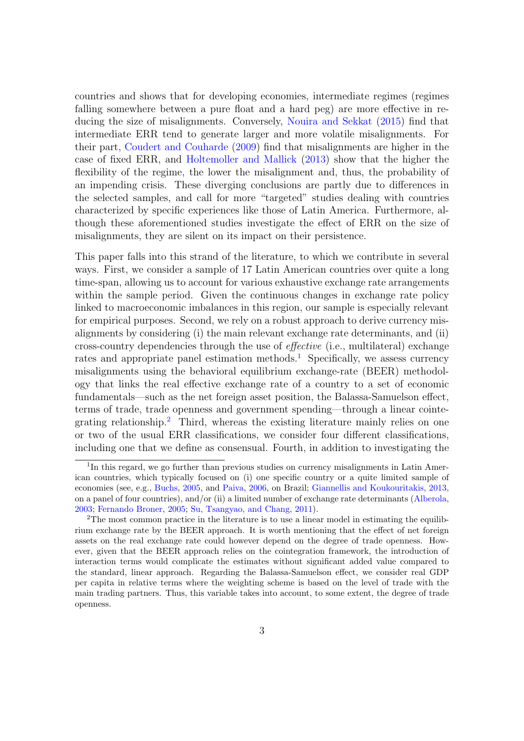countries and shows that for developing economies, intermediate regimes (regimes falling somewhere between a pure float and a hard peg) are more effective in reducing the size of misalignments. Conversely, Nouira and Sekkat (2015) find that intermediate ERR tend to generate larger and more volatile misalignments. For their part, Coudert and Couharde (2009) find that misalignments are higher in the case of fixed ERR, and Holtemoller and Mallick (2013) show that the higher the flexibility of the regime, the lower the misalignment and, thus, the probability of an impending crisis. These diverging conclusions are partly due to differences in the selected samples, and call for more "targeted" studies dealing with countries characterized by specific experiences like those of Latin America. Furthermore, although these aforementioned studies investigate the effect of ERR on the size of misalignments, they are silent on its impact on their persistence.

This paper falls into this strand of the literature, to which we contribute in several ways. First, we consider a sample of 17 Latin American countries over quite a long time-span, allowing us to account for various exhaustive exchange rate arrangements within the sample period. Given the continuous changes in exchange rate policy linked to macroeconomic imbalances in this region, our sample is especially relevant for empirical purposes. Second, we rely on a robust approach to derive currency misalignments by considering (i) the main relevant exchange rate determinants, and (ii) cross-country dependencies through the use of *effective* (i.e., multilateral) exchange rates and appropriate panel estimation methods.[1] Specifically, we assess currency misalignments using the behavioral equilibrium exchange-rate (BEER) methodology that links the real effective exchange rate of a country to a set of economic fundamentals—such as the net foreign asset position, the Balassa-Samuelson effect, terms of trade, trade openness and government spending—through a linear cointegrating relationship.[2] Third, whereas the existing literature mainly relies on one or two of the usual ERR classifications, we consider four different classifications, including one that we define as consensual. Fourth, in addition to investigating the

[1] In this regard, we go further than previous studies on currency misalignments in Latin American countries, which typically focused on (i) one specific country or a quite limited sample of economies (see, e.g., Buchs, 2005, and Paiva, 2006, on Brazil; Giannellis and Koukouritakis, 2013, on a panel of four countries), and/or (ii) a limited number of exchange rate determinants (Alberola, 2003; Fernando Broner, 2005; Su, Tsangyao, and Chang, 2011).

[2] The most common practice in the literature is to use a linear model in estimating the equilibrium exchange rate by the BEER approach. It is worth mentioning that the effect of net foreign assets on the real exchange rate could however depend on the degree of trade openness. However, given that the BEER approach relies on the cointegration framework, the introduction of interaction terms would complicate the estimates without significant added value compared to the standard, linear approach. Regarding the Balassa-Samuelson effect, we consider real GDP per capita in relative terms where the weighting scheme is based on the level of trade with the main trading partners. Thus, this variable takes into account, to some extent, the degree of trade openness.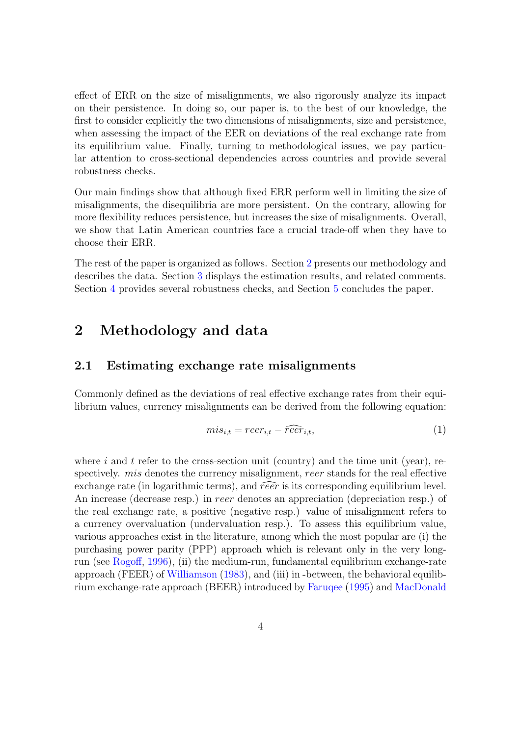effect of ERR on the size of misalignments, we also rigorously analyze its impact on their persistence. In doing so, our paper is, to the best of our knowledge, the first to consider explicitly the two dimensions of misalignments, size and persistence, when assessing the impact of the EER on deviations of the real exchange rate from its equilibrium value. Finally, turning to methodological issues, we pay particular attention to cross-sectional dependencies across countries and provide several robustness checks.

Our main findings show that although fixed ERR perform well in limiting the size of misalignments, the disequilibria are more persistent. On the contrary, allowing for more flexibility reduces persistence, but increases the size of misalignments. Overall, we show that Latin American countries face a crucial trade-off when they have to choose their ERR.

The rest of the paper is organized as follows. Section 2 presents our methodology and describes the data. Section 3 displays the estimation results, and related comments. Section 4 provides several robustness checks, and Section 5 concludes the paper.

# 2 Methodology and data

## 2.1 Estimating exchange rate misalignments

Commonly defined as the deviations of real effective exchange rates from their equilibrium values, currency misalignments can be derived from the following equation:

$$mis_{i,t} = reer_{i,t} - \widehat{reer}_{i,t}, \tag{1}$$

where $i$ and $t$ refer to the cross-section unit (country) and the time unit (year), respectively. $mis$ denotes the currency misalignment, $reer$ stands for the real effective exchange rate (in logarithmic terms), and $\widehat{reer}$ is its corresponding equilibrium level. An increase (decrease resp.) in $reer$ denotes an appreciation (depreciation resp.) of the real exchange rate, a positive (negative resp.) value of misalignment refers to a currency overvaluation (undervaluation resp.). To assess this equilibrium value, various approaches exist in the literature, among which the most popular are (i) the purchasing power parity (PPP) approach which is relevant only in the very long-run (see Rogoff, 1996), (ii) the medium-run, fundamental equilibrium exchange-rate approach (FEER) of Williamson (1983), and (iii) in -between, the behavioral equilibrium exchange-rate approach (BEER) introduced by Faruqee (1995) and MacDonald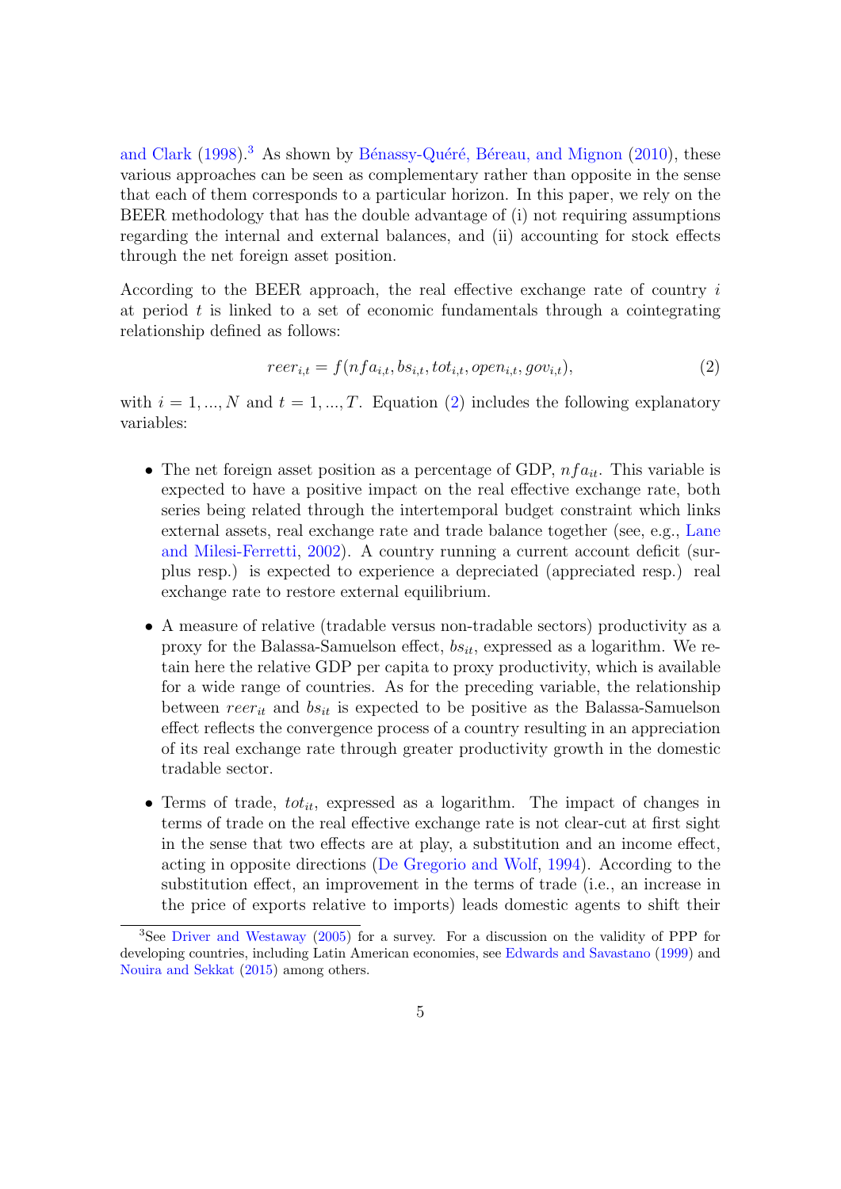and Clark (1998).[3] As shown by Bénassy-Quéré, Béreau, and Mignon (2010), these various approaches can be seen as complementary rather than opposite in the sense that each of them corresponds to a particular horizon. In this paper, we rely on the BEER methodology that has the double advantage of (i) not requiring assumptions regarding the internal and external balances, and (ii) accounting for stock effects through the net foreign asset position.

According to the BEER approach, the real effective exchange rate of country $i$ at period $t$ is linked to a set of economic fundamentals through a cointegrating relationship defined as follows:

$$reer_{i,t} = f(nfa_{i,t}, bs_{i,t}, tot_{i,t}, open_{i,t}, gov_{i,t}), \tag{2}$$

with $i = 1, ..., N$ and $t = 1, ..., T$. Equation (2) includes the following explanatory variables:

- The net foreign asset position as a percentage of GDP, $nfa_{it}$. This variable is expected to have a positive impact on the real effective exchange rate, both series being related through the intertemporal budget constraint which links external assets, real exchange rate and trade balance together (see, e.g., Lane and Milesi-Ferretti, 2002). A country running a current account deficit (surplus resp.) is expected to experience a depreciated (appreciated resp.) real exchange rate to restore external equilibrium.

- A measure of relative (tradable versus non-tradable sectors) productivity as a proxy for the Balassa-Samuelson effect, $bs_{it}$, expressed as a logarithm. We retain here the relative GDP per capita to proxy productivity, which is available for a wide range of countries. As for the preceding variable, the relationship between $reer_{it}$ and $bs_{it}$ is expected to be positive as the Balassa-Samuelson effect reflects the convergence process of a country resulting in an appreciation of its real exchange rate through greater productivity growth in the domestic tradable sector.

- Terms of trade, $tot_{it}$, expressed as a logarithm. The impact of changes in terms of trade on the real effective exchange rate is not clear-cut at first sight in the sense that two effects are at play, a substitution and an income effect, acting in opposite directions (De Gregorio and Wolf, 1994). According to the substitution effect, an improvement in the terms of trade (i.e., an increase in the price of exports relative to imports) leads domestic agents to shift their

[3] See Driver and Westaway (2005) for a survey. For a discussion on the validity of PPP for developing countries, including Latin American economies, see Edwards and Savastano (1999) and Nouira and Sekkat (2015) among others.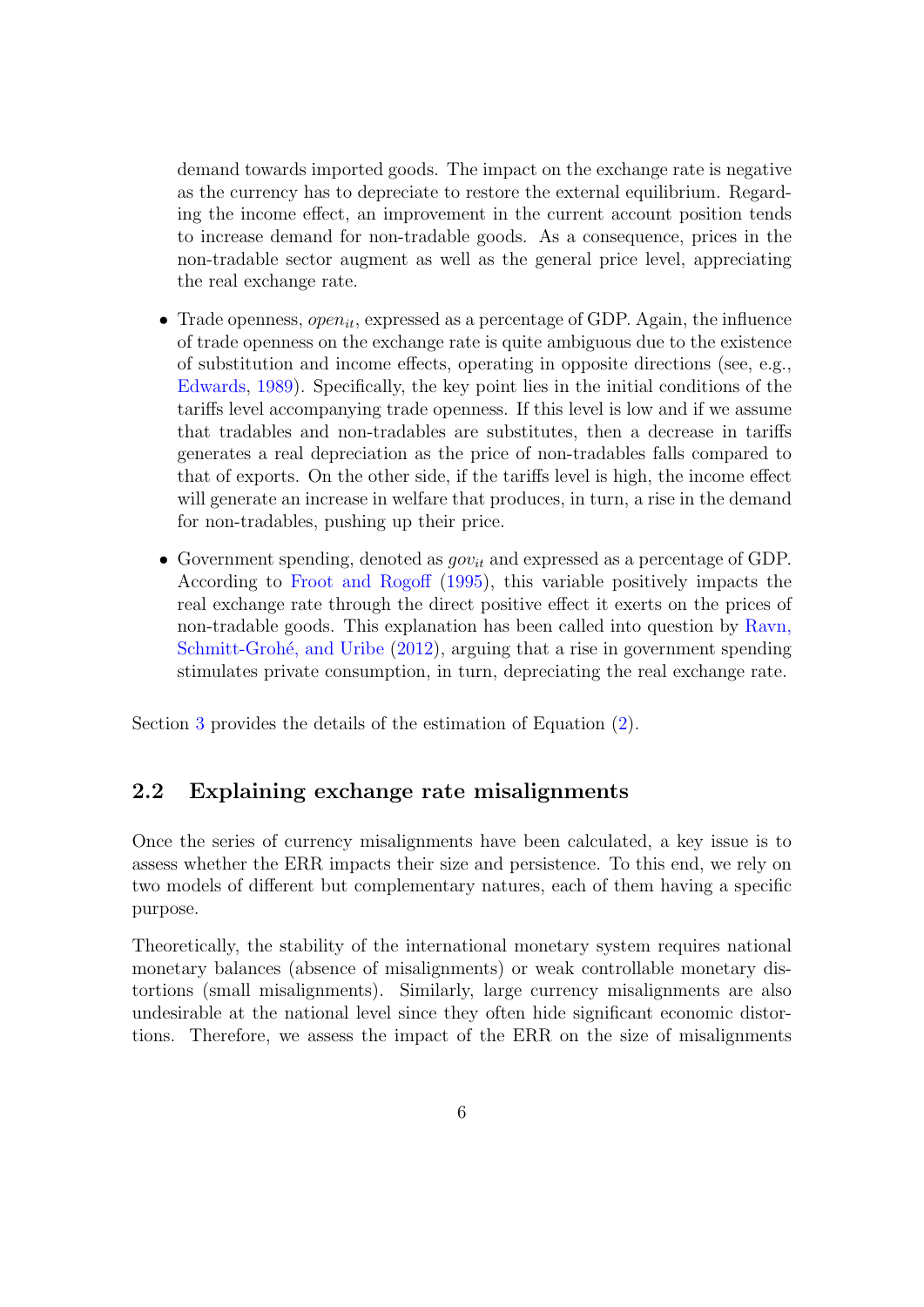demand towards imported goods. The impact on the exchange rate is negative as the currency has to depreciate to restore the external equilibrium. Regarding the income effect, an improvement in the current account position tends to increase demand for non-tradable goods. As a consequence, prices in the non-tradable sector augment as well as the general price level, appreciating the real exchange rate.

- Trade openness, $open_{it}$, expressed as a percentage of GDP. Again, the influence of trade openness on the exchange rate is quite ambiguous due to the existence of substitution and income effects, operating in opposite directions (see, e.g., Edwards, 1989). Specifically, the key point lies in the initial conditions of the tariffs level accompanying trade openness. If this level is low and if we assume that tradables and non-tradables are substitutes, then a decrease in tariffs generates a real depreciation as the price of non-tradables falls compared to that of exports. On the other side, if the tariffs level is high, the income effect will generate an increase in welfare that produces, in turn, a rise in the demand for non-tradables, pushing up their price.
- Government spending, denoted as $gov_{it}$ and expressed as a percentage of GDP. According to Froot and Rogoff (1995), this variable positively impacts the real exchange rate through the direct positive effect it exerts on the prices of non-tradable goods. This explanation has been called into question by Ravn, Schmitt-Grohé, and Uribe (2012), arguing that a rise in government spending stimulates private consumption, in turn, depreciating the real exchange rate.

Section 3 provides the details of the estimation of Equation (2).

## 2.2 Explaining exchange rate misalignments

Once the series of currency misalignments have been calculated, a key issue is to assess whether the ERR impacts their size and persistence. To this end, we rely on two models of different but complementary natures, each of them having a specific purpose.

Theoretically, the stability of the international monetary system requires national monetary balances (absence of misalignments) or weak controllable monetary distortions (small misalignments). Similarly, large currency misalignments are also undesirable at the national level since they often hide significant economic distortions. Therefore, we assess the impact of the ERR on the size of misalignments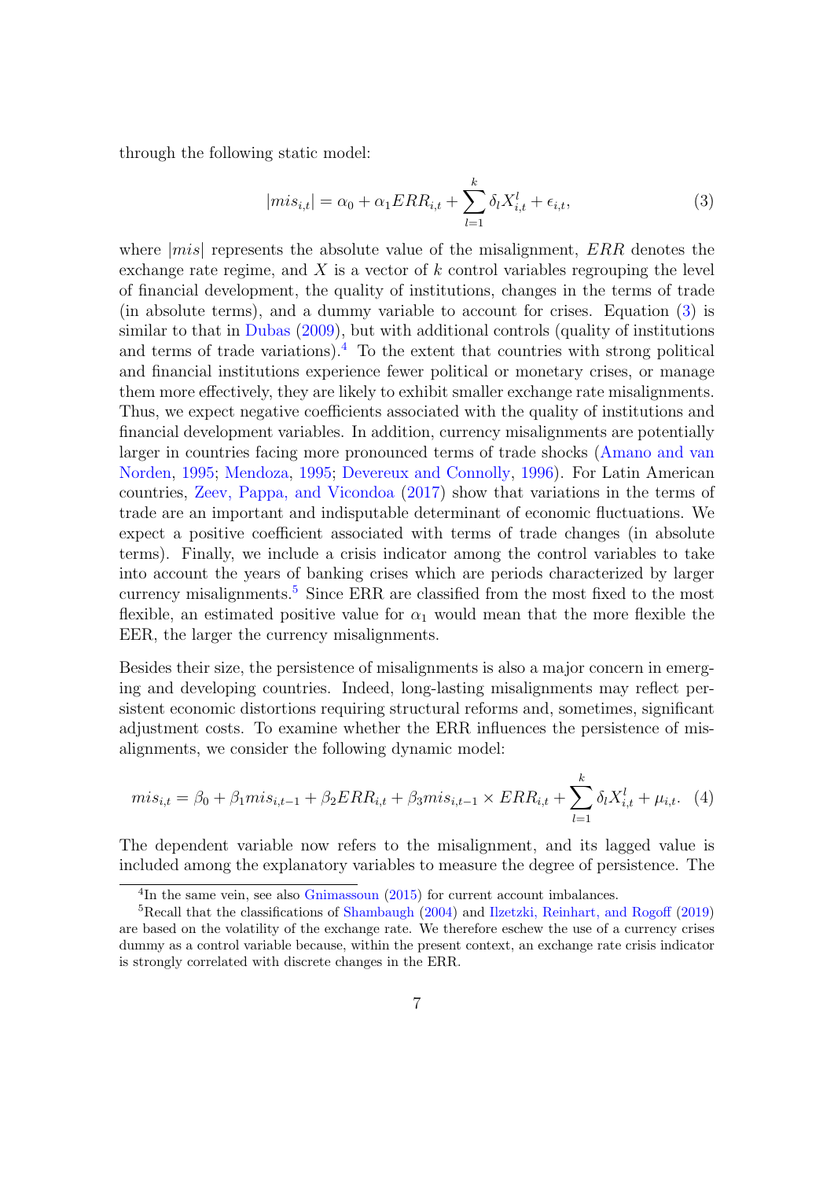through the following static model:

$$|mis_{i,t}| = \alpha_0 + \alpha_1 ERR_{i,t} + \sum_{l=1}^{k} \delta_l X_{i,t}^l + \epsilon_{i,t}, \tag{3}$$

where $|mis|$ represents the absolute value of the misalignment, $ERR$ denotes the exchange rate regime, and $X$ is a vector of $k$ control variables regrouping the level of financial development, the quality of institutions, changes in the terms of trade (in absolute terms), and a dummy variable to account for crises. Equation (3) is similar to that in Dubas (2009), but with additional controls (quality of institutions and terms of trade variations).[4] To the extent that countries with strong political and financial institutions experience fewer political or monetary crises, or manage them more effectively, they are likely to exhibit smaller exchange rate misalignments. Thus, we expect negative coefficients associated with the quality of institutions and financial development variables. In addition, currency misalignments are potentially larger in countries facing more pronounced terms of trade shocks (Amano and van Norden, 1995; Mendoza, 1995; Devereux and Connolly, 1996). For Latin American countries, Zeev, Pappa, and Vicondoa (2017) show that variations in the terms of trade are an important and indisputable determinant of economic fluctuations. We expect a positive coefficient associated with terms of trade changes (in absolute terms). Finally, we include a crisis indicator among the control variables to take into account the years of banking crises which are periods characterized by larger currency misalignments.[5] Since ERR are classified from the most fixed to the most flexible, an estimated positive value for $\alpha_1$ would mean that the more flexible the EER, the larger the currency misalignments.

Besides their size, the persistence of misalignments is also a major concern in emerging and developing countries. Indeed, long-lasting misalignments may reflect persistent economic distortions requiring structural reforms and, sometimes, significant adjustment costs. To examine whether the ERR influences the persistence of misalignments, we consider the following dynamic model:

$$mis_{i,t} = \beta_0 + \beta_1 mis_{i,t-1} + \beta_2 ERR_{i,t} + \beta_3 mis_{i,t-1} \times ERR_{i,t} + \sum_{l=1}^{k} \delta_l X_{i,t}^l + \mu_{i,t}. \tag{4}$$

The dependent variable now refers to the misalignment, and its lagged value is included among the explanatory variables to measure the degree of persistence. The

[4] In the same vein, see also Gnimassoun (2015) for current account imbalances.

[5] Recall that the classifications of Shambaugh (2004) and Ilzetzki, Reinhart, and Rogoff (2019) are based on the volatility of the exchange rate. We therefore eschew the use of a currency crises dummy as a control variable because, within the present context, an exchange rate crisis indicator is strongly correlated with discrete changes in the ERR.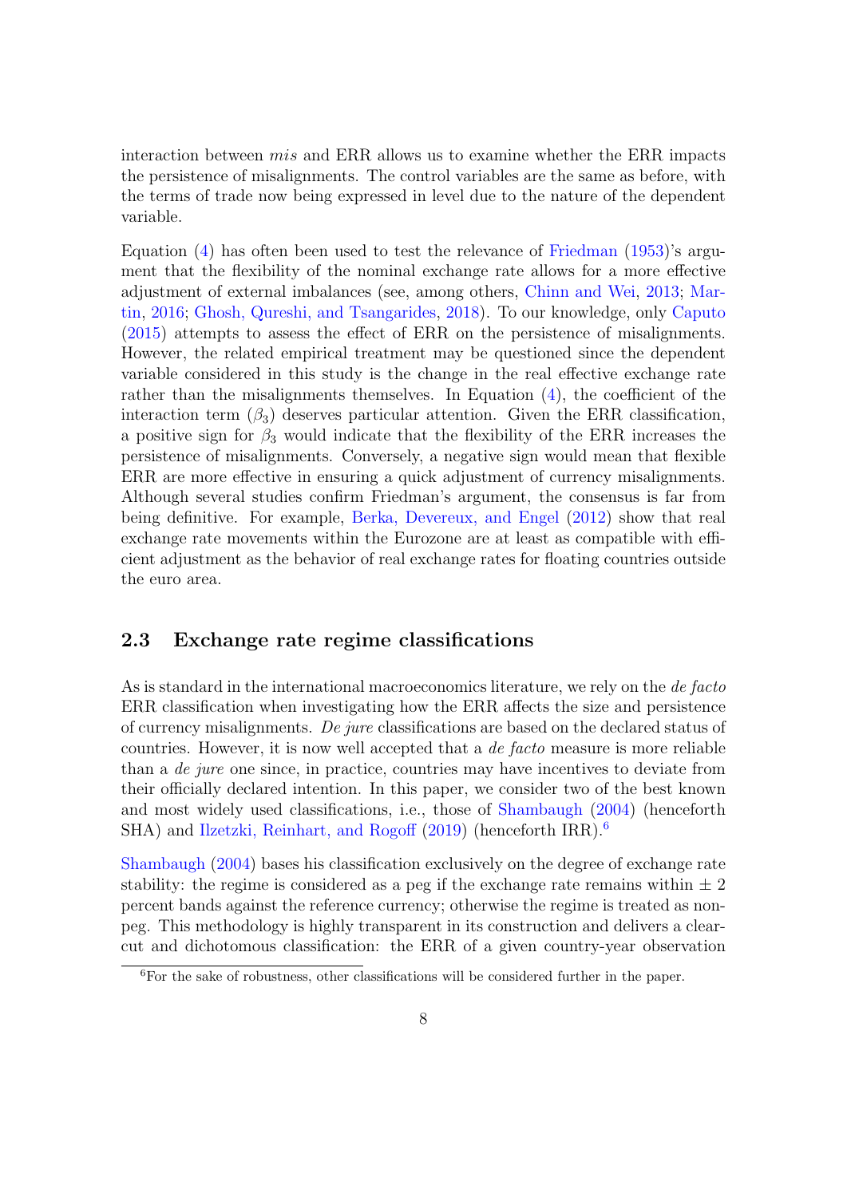interaction between *mis* and ERR allows us to examine whether the ERR impacts the persistence of misalignments. The control variables are the same as before, with the terms of trade now being expressed in level due to the nature of the dependent variable.

Equation (4) has often been used to test the relevance of Friedman (1953)'s argument that the flexibility of the nominal exchange rate allows for a more effective adjustment of external imbalances (see, among others, Chinn and Wei, 2013; Martin, 2016; Ghosh, Qureshi, and Tsangarides, 2018). To our knowledge, only Caputo (2015) attempts to assess the effect of ERR on the persistence of misalignments. However, the related empirical treatment may be questioned since the dependent variable considered in this study is the change in the real effective exchange rate rather than the misalignments themselves. In Equation (4), the coefficient of the interaction term ($\beta_3$) deserves particular attention. Given the ERR classification, a positive sign for $\beta_3$ would indicate that the flexibility of the ERR increases the persistence of misalignments. Conversely, a negative sign would mean that flexible ERR are more effective in ensuring a quick adjustment of currency misalignments. Although several studies confirm Friedman's argument, the consensus is far from being definitive. For example, Berka, Devereux, and Engel (2012) show that real exchange rate movements within the Eurozone are at least as compatible with efficient adjustment as the behavior of real exchange rates for floating countries outside the euro area.

### 2.3 Exchange rate regime classifications

As is standard in the international macroeconomics literature, we rely on the *de facto* ERR classification when investigating how the ERR affects the size and persistence of currency misalignments. *De jure* classifications are based on the declared status of countries. However, it is now well accepted that a *de facto* measure is more reliable than a *de jure* one since, in practice, countries may have incentives to deviate from their officially declared intention. In this paper, we consider two of the best known and most widely used classifications, i.e., those of Shambaugh (2004) (henceforth SHA) and Ilzetzki, Reinhart, and Rogoff (2019) (henceforth IRR).[6]

Shambaugh (2004) bases his classification exclusively on the degree of exchange rate stability: the regime is considered as a peg if the exchange rate remains within $\pm$ 2 percent bands against the reference currency; otherwise the regime is treated as non-peg. This methodology is highly transparent in its construction and delivers a clear-cut and dichotomous classification: the ERR of a given country-year observation

[6]For the sake of robustness, other classifications will be considered further in the paper.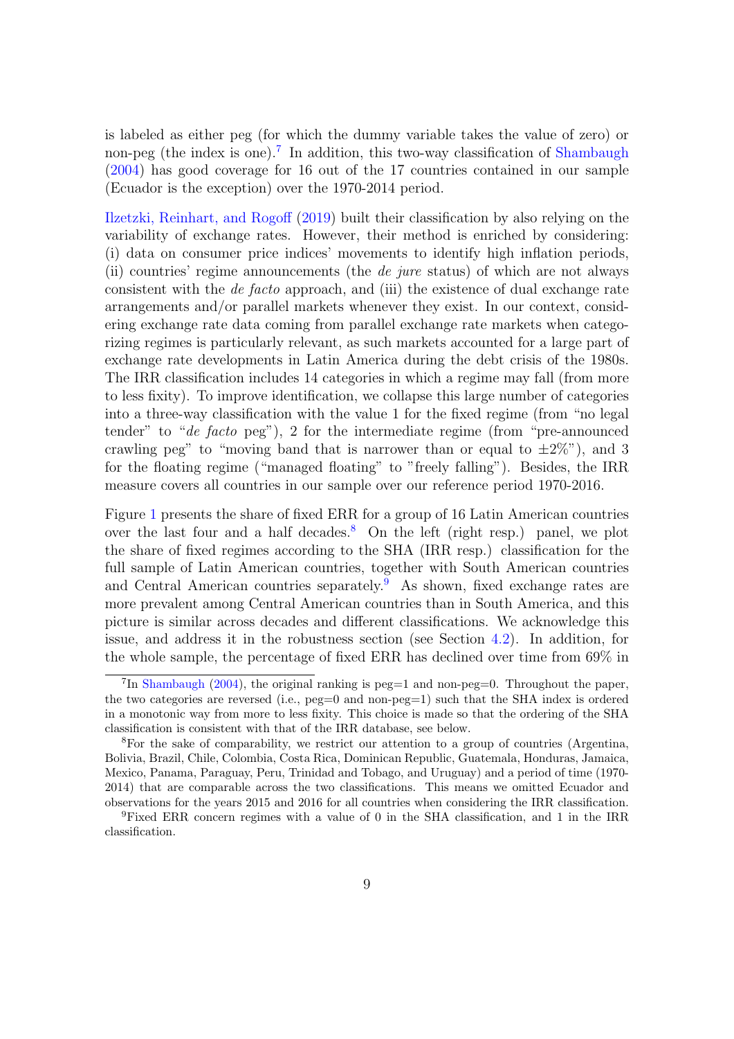is labeled as either peg (for which the dummy variable takes the value of zero) or non-peg (the index is one).[7] In addition, this two-way classification of Shambaugh (2004) has good coverage for 16 out of the 17 countries contained in our sample (Ecuador is the exception) over the 1970-2014 period.

Ilzetzki, Reinhart, and Rogoff (2019) built their classification by also relying on the variability of exchange rates. However, their method is enriched by considering: (i) data on consumer price indices' movements to identify high inflation periods, (ii) countries' regime announcements (the *de jure* status) of which are not always consistent with the *de facto* approach, and (iii) the existence of dual exchange rate arrangements and/or parallel markets whenever they exist. In our context, considering exchange rate data coming from parallel exchange rate markets when categorizing regimes is particularly relevant, as such markets accounted for a large part of exchange rate developments in Latin America during the debt crisis of the 1980s. The IRR classification includes 14 categories in which a regime may fall (from more to less fixity). To improve identification, we collapse this large number of categories into a three-way classification with the value 1 for the fixed regime (from "no legal tender" to "*de facto* peg"), 2 for the intermediate regime (from "pre-announced crawling peg" to "moving band that is narrower than or equal to $\pm 2\%$"), and 3 for the floating regime ("managed floating" to "freely falling"). Besides, the IRR measure covers all countries in our sample over our reference period 1970-2016.

Figure 1 presents the share of fixed ERR for a group of 16 Latin American countries over the last four and a half decades.[8] On the left (right resp.) panel, we plot the share of fixed regimes according to the SHA (IRR resp.) classification for the full sample of Latin American countries, together with South American countries and Central American countries separately.[9] As shown, fixed exchange rates are more prevalent among Central American countries than in South America, and this picture is similar across decades and different classifications. We acknowledge this issue, and address it in the robustness section (see Section 4.2). In addition, for the whole sample, the percentage of fixed ERR has declined over time from 69% in

[7] In Shambaugh (2004), the original ranking is peg=1 and non-peg=0. Throughout the paper, the two categories are reversed (i.e., peg=0 and non-peg=1) such that the SHA index is ordered in a monotonic way from more to less fixity. This choice is made so that the ordering of the SHA classification is consistent with that of the IRR database, see below.

[8] For the sake of comparability, we restrict our attention to a group of countries (Argentina, Bolivia, Brazil, Chile, Colombia, Costa Rica, Dominican Republic, Guatemala, Honduras, Jamaica, Mexico, Panama, Paraguay, Peru, Trinidad and Tobago, and Uruguay) and a period of time (1970-2014) that are comparable across the two classifications. This means we omitted Ecuador and observations for the years 2015 and 2016 for all countries when considering the IRR classification.

[9] Fixed ERR concern regimes with a value of 0 in the SHA classification, and 1 in the IRR classification.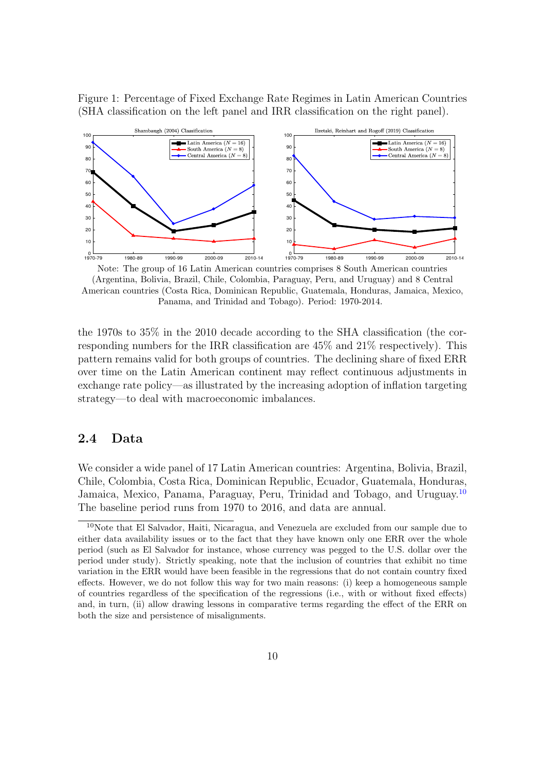Figure 1: Percentage of Fixed Exchange Rate Regimes in Latin American Countries (SHA classification on the left panel and IRR classification on the right panel).

Note: The group of 16 Latin American countries comprises 8 South American countries (Argentina, Bolivia, Brazil, Chile, Colombia, Paraguay, Peru, and Uruguay) and 8 Central American countries (Costa Rica, Dominican Republic, Guatemala, Honduras, Jamaica, Mexico, Panama, and Trinidad and Tobago). Period: 1970-2014.

the 1970s to 35% in the 2010 decade according to the SHA classification (the corresponding numbers for the IRR classification are 45% and 21% respectively). This pattern remains valid for both groups of countries. The declining share of fixed ERR over time on the Latin American continent may reflect continuous adjustments in exchange rate policy—as illustrated by the increasing adoption of inflation targeting strategy—to deal with macroeconomic imbalances.

## 2.4 Data

We consider a wide panel of 17 Latin American countries: Argentina, Bolivia, Brazil, Chile, Colombia, Costa Rica, Dominican Republic, Ecuador, Guatemala, Honduras, Jamaica, Mexico, Panama, Paraguay, Peru, Trinidad and Tobago, and Uruguay.[10] The baseline period runs from 1970 to 2016, and data are annual.

[10] Note that El Salvador, Haiti, Nicaragua, and Venezuela are excluded from our sample due to either data availability issues or to the fact that they have known only one ERR over the whole period (such as El Salvador for instance, whose currency was pegged to the U.S. dollar over the period under study). Strictly speaking, note that the inclusion of countries that exhibit no time variation in the ERR would have been feasible in the regressions that do not contain country fixed effects. However, we do not follow this way for two main reasons: (i) keep a homogeneous sample of countries regardless of the specification of the regressions (i.e., with or without fixed effects) and, in turn, (ii) allow drawing lessons in comparative terms regarding the effect of the ERR on both the size and persistence of misalignments.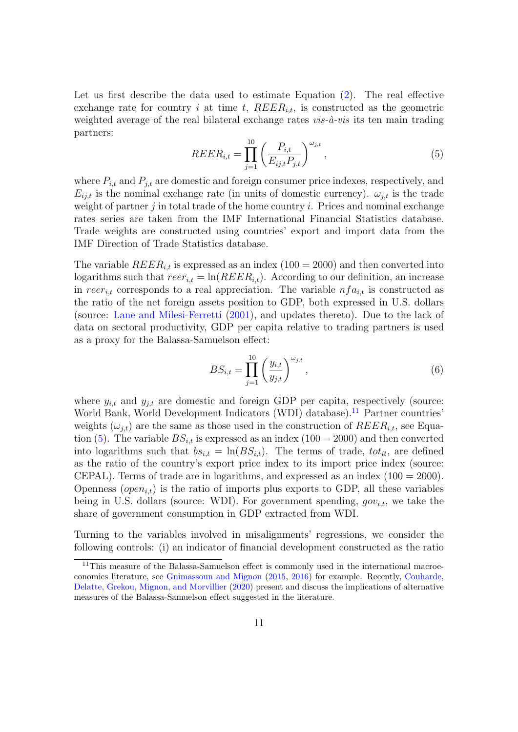Let us first describe the data used to estimate Equation (2). The real effective exchange rate for country $i$ at time $t$, $REER_{i,t}$, is constructed as the geometric weighted average of the real bilateral exchange rates *vis-à-vis* its ten main trading partners:

$$REER_{i,t} = \prod_{j=1}^{10} \left( \frac{P_{i,t}}{E_{ij,t} P_{j,t}} \right)^{\omega_{j,t}}, \tag{5}$$

where $P_{i,t}$ and $P_{j,t}$ are domestic and foreign consumer price indexes, respectively, and $E_{ij,t}$ is the nominal exchange rate (in units of domestic currency). $\omega_{j,t}$ is the trade weight of partner $j$ in total trade of the home country $i$. Prices and nominal exchange rates series are taken from the IMF International Financial Statistics database. Trade weights are constructed using countries' export and import data from the IMF Direction of Trade Statistics database.

The variable $REER_{i,t}$ is expressed as an index $(100 = 2000)$ and then converted into logarithms such that $reer_{i,t} = \ln(REER_{i,t})$. According to our definition, an increase in $reer_{i,t}$ corresponds to a real appreciation. The variable $nfa_{i,t}$ is constructed as the ratio of the net foreign assets position to GDP, both expressed in U.S. dollars (source: Lane and Milesi-Ferretti (2001), and updates thereto). Due to the lack of data on sectoral productivity, GDP per capita relative to trading partners is used as a proxy for the Balassa-Samuelson effect:

$$BS_{i,t} = \prod_{j=1}^{10} \left( \frac{y_{i,t}}{y_{j,t}} \right)^{\omega_{j,t}}, \tag{6}$$

where $y_{i,t}$ and $y_{j,t}$ are domestic and foreign GDP per capita, respectively (source: World Bank, World Development Indicators (WDI) database).[11] Partner countries' weights $(\omega_{j,t})$ are the same as those used in the construction of $REER_{i,t}$, see Equation (5). The variable $BS_{i,t}$ is expressed as an index $(100 = 2000)$ and then converted into logarithms such that $bs_{i,t} = \ln(BS_{i,t})$. The terms of trade, $tot_{it}$, are defined as the ratio of the country's export price index to its import price index (source: CEPAL). Terms of trade are in logarithms, and expressed as an index $(100 = 2000)$. Openness $(open_{i,t})$ is the ratio of imports plus exports to GDP, all these variables being in U.S. dollars (source: WDI). For government spending, $gov_{i,t}$, we take the share of government consumption in GDP extracted from WDI.

Turning to the variables involved in misalignments' regressions, we consider the following controls: (i) an indicator of financial development constructed as the ratio

[11] This measure of the Balassa-Samuelson effect is commonly used in the international macroeconomics literature, see Gnimassoun and Mignon (2015, 2016) for example. Recently, Couharde, Delatte, Grekou, Mignon, and Morvillier (2020) present and discuss the implications of alternative measures of the Balassa-Samuelson effect suggested in the literature.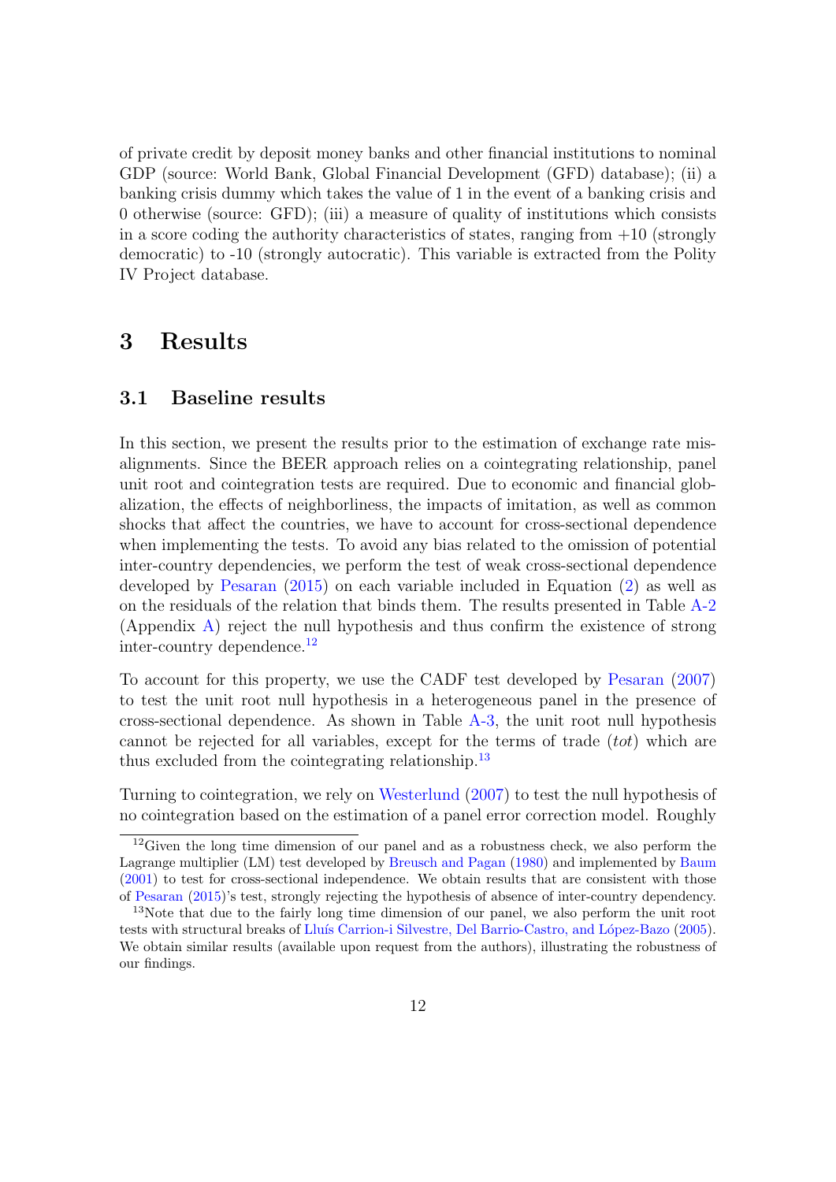of private credit by deposit money banks and other financial institutions to nominal GDP (source: World Bank, Global Financial Development (GFD) database); (ii) a banking crisis dummy which takes the value of 1 in the event of a banking crisis and 0 otherwise (source: GFD); (iii) a measure of quality of institutions which consists in a score coding the authority characteristics of states, ranging from +10 (strongly democratic) to -10 (strongly autocratic). This variable is extracted from the Polity IV Project database.

# 3 Results

## 3.1 Baseline results

In this section, we present the results prior to the estimation of exchange rate misalignments. Since the BEER approach relies on a cointegrating relationship, panel unit root and cointegration tests are required. Due to economic and financial globalization, the effects of neighborliness, the impacts of imitation, as well as common shocks that affect the countries, we have to account for cross-sectional dependence when implementing the tests. To avoid any bias related to the omission of potential inter-country dependencies, we perform the test of weak cross-sectional dependence developed by Pesaran (2015) on each variable included in Equation (2) as well as on the residuals of the relation that binds them. The results presented in Table A-2 (Appendix A) reject the null hypothesis and thus confirm the existence of strong inter-country dependence.[12]

To account for this property, we use the CADF test developed by Pesaran (2007) to test the unit root null hypothesis in a heterogeneous panel in the presence of cross-sectional dependence. As shown in Table A-3, the unit root null hypothesis cannot be rejected for all variables, except for the terms of trade (*tot*) which are thus excluded from the cointegrating relationship.[13]

Turning to cointegration, we rely on Westerlund (2007) to test the null hypothesis of no cointegration based on the estimation of a panel error correction model. Roughly

[12] Given the long time dimension of our panel and as a robustness check, we also perform the Lagrange multiplier (LM) test developed by Breusch and Pagan (1980) and implemented by Baum (2001) to test for cross-sectional independence. We obtain results that are consistent with those of Pesaran (2015)'s test, strongly rejecting the hypothesis of absence of inter-country dependency.

[13] Note that due to the fairly long time dimension of our panel, we also perform the unit root tests with structural breaks of Lluís Carrion-i Silvestre, Del Barrio-Castro, and López-Bazo (2005). We obtain similar results (available upon request from the authors), illustrating the robustness of our findings.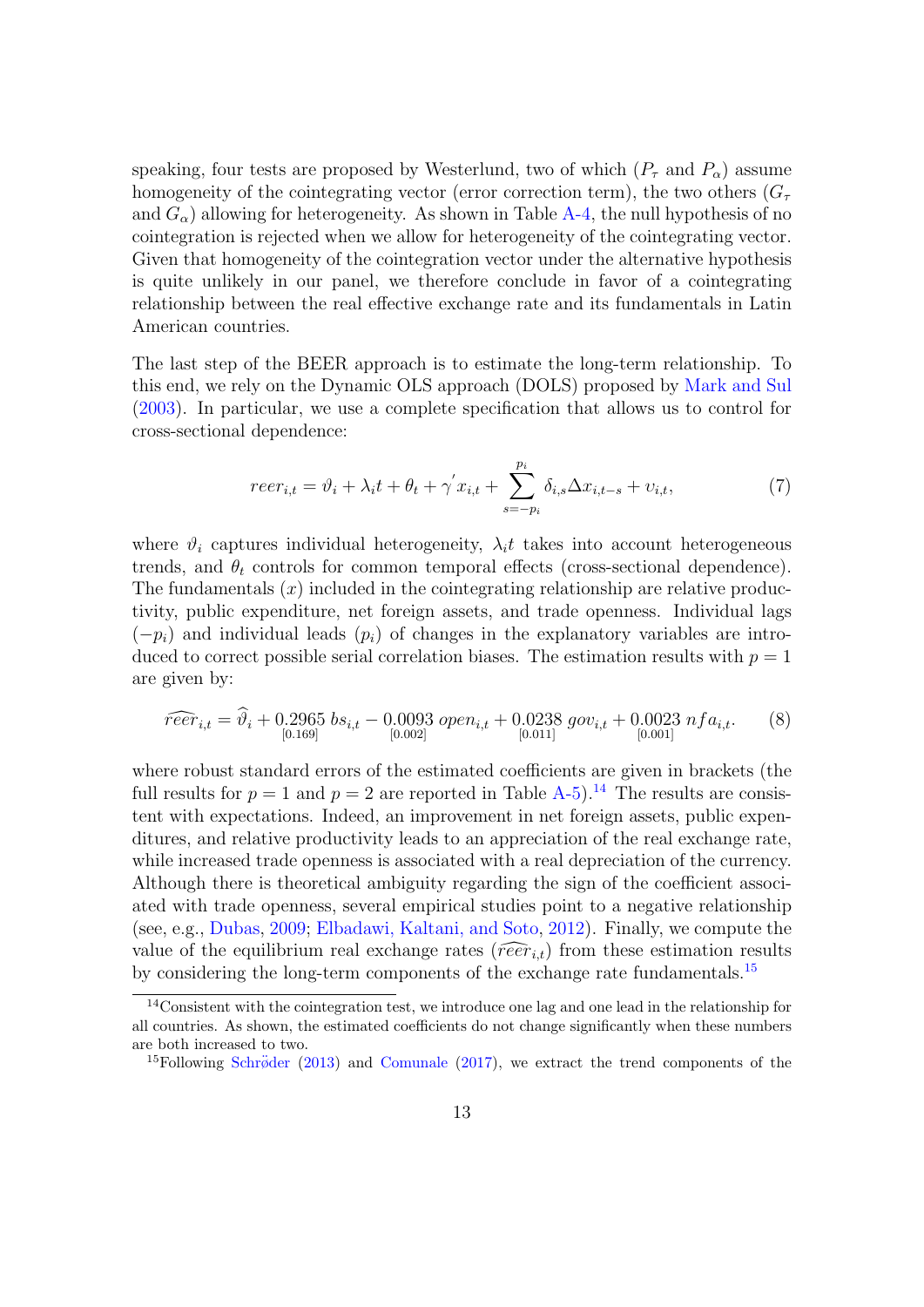speaking, four tests are proposed by Westerlund, two of which ($P_\tau$ and $P_\alpha$) assume homogeneity of the cointegrating vector (error correction term), the two others ($G_\tau$ and $G_\alpha$) allowing for heterogeneity. As shown in Table A-4, the null hypothesis of no cointegration is rejected when we allow for heterogeneity of the cointegrating vector. Given that homogeneity of the cointegration vector under the alternative hypothesis is quite unlikely in our panel, we therefore conclude in favor of a cointegrating relationship between the real effective exchange rate and its fundamentals in Latin American countries.

The last step of the BEER approach is to estimate the long-term relationship. To this end, we rely on the Dynamic OLS approach (DOLS) proposed by Mark and Sul (2003). In particular, we use a complete specification that allows us to control for cross-sectional dependence:

$$reer_{i,t} = \vartheta_i + \lambda_i t + \theta_t + \gamma^{'} x_{i,t} + \sum_{s=-p_i}^{p_i} \delta_{i,s} \Delta x_{i,t-s} + \upsilon_{i,t}, \tag{7}$$

where $\vartheta_i$ captures individual heterogeneity, $\lambda_i t$ takes into account heterogeneous trends, and $\theta_t$ controls for common temporal effects (cross-sectional dependence). The fundamentals ($x$) included in the cointegrating relationship are relative productivity, public expenditure, net foreign assets, and trade openness. Individual lags ($-p_i$) and individual leads ($p_i$) of changes in the explanatory variables are introduced to correct possible serial correlation biases. The estimation results with $p = 1$ are given by:

$$\widehat{reer}_{i,t} = \widehat{\vartheta}_i + \underset{[0.169]}{0.2965}\, bs_{i,t} - \underset{[0.002]}{0.0093}\, open_{i,t} + \underset{[0.011]}{0.0238}\, gov_{i,t} + \underset{[0.001]}{0.0023}\, nfa_{i,t}. \tag{8}$$

where robust standard errors of the estimated coefficients are given in brackets (the full results for $p = 1$ and $p = 2$ are reported in Table A-5).[14] The results are consistent with expectations. Indeed, an improvement in net foreign assets, public expenditures, and relative productivity leads to an appreciation of the real exchange rate, while increased trade openness is associated with a real depreciation of the currency. Although there is theoretical ambiguity regarding the sign of the coefficient associated with trade openness, several empirical studies point to a negative relationship (see, e.g., Dubas, 2009; Elbadawi, Kaltani, and Soto, 2012). Finally, we compute the value of the equilibrium real exchange rates ($\widehat{reer}_{i,t}$) from these estimation results by considering the long-term components of the exchange rate fundamentals.[15]

[14] Consistent with the cointegration test, we introduce one lag and one lead in the relationship for all countries. As shown, the estimated coefficients do not change significantly when these numbers are both increased to two.

[15] Following Schröder (2013) and Comunale (2017), we extract the trend components of the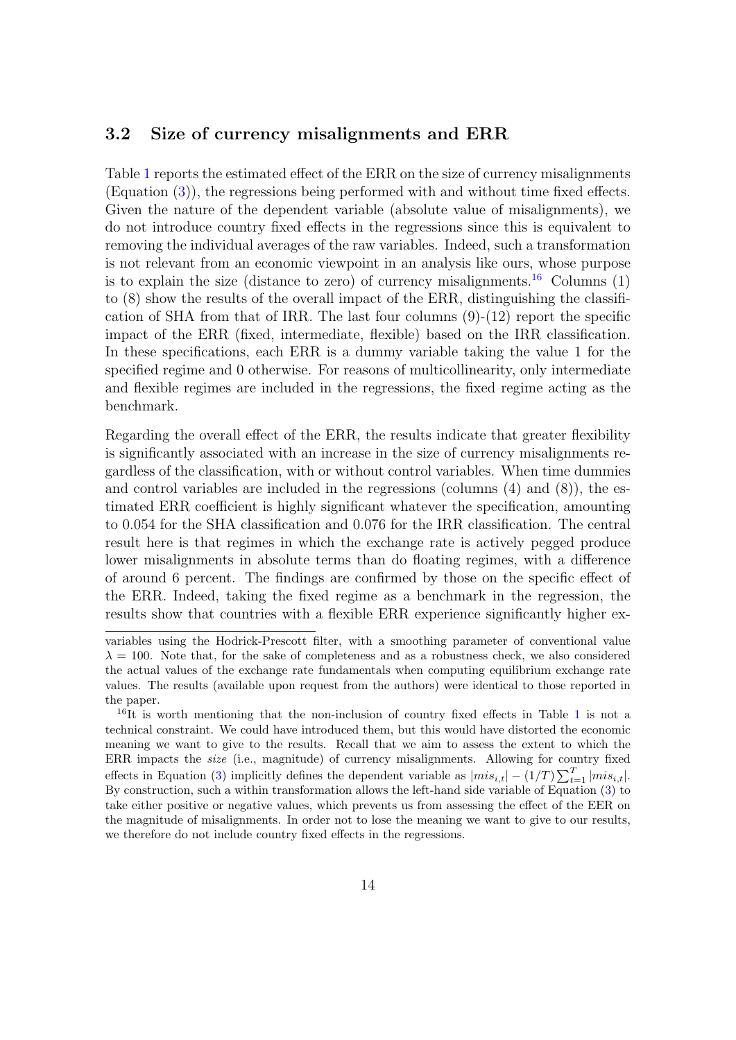## 3.2 Size of currency misalignments and ERR

Table 1 reports the estimated effect of the ERR on the size of currency misalignments (Equation (3)), the regressions being performed with and without time fixed effects. Given the nature of the dependent variable (absolute value of misalignments), we do not introduce country fixed effects in the regressions since this is equivalent to removing the individual averages of the raw variables. Indeed, such a transformation is not relevant from an economic viewpoint in an analysis like ours, whose purpose is to explain the size (distance to zero) of currency misalignments.[16] Columns (1) to (8) show the results of the overall impact of the ERR, distinguishing the classification of SHA from that of IRR. The last four columns (9)-(12) report the specific impact of the ERR (fixed, intermediate, flexible) based on the IRR classification. In these specifications, each ERR is a dummy variable taking the value 1 for the specified regime and 0 otherwise. For reasons of multicollinearity, only intermediate and flexible regimes are included in the regressions, the fixed regime acting as the benchmark.

Regarding the overall effect of the ERR, the results indicate that greater flexibility is significantly associated with an increase in the size of currency misalignments regardless of the classification, with or without control variables. When time dummies and control variables are included in the regressions (columns (4) and (8)), the estimated ERR coefficient is highly significant whatever the specification, amounting to 0.054 for the SHA classification and 0.076 for the IRR classification. The central result here is that regimes in which the exchange rate is actively pegged produce lower misalignments in absolute terms than do floating regimes, with a difference of around 6 percent. The findings are confirmed by those on the specific effect of the ERR. Indeed, taking the fixed regime as a benchmark in the regression, the results show that countries with a flexible ERR experience significantly higher ex-

variables using the Hodrick-Prescott filter, with a smoothing parameter of conventional value $\lambda = 100$. Note that, for the sake of completeness and as a robustness check, we also considered the actual values of the exchange rate fundamentals when computing equilibrium exchange rate values. The results (available upon request from the authors) were identical to those reported in the paper.

[16] It is worth mentioning that the non-inclusion of country fixed effects in Table 1 is not a technical constraint. We could have introduced them, but this would have distorted the economic meaning we want to give to the results. Recall that we aim to assess the extent to which the ERR impacts the *size* (i.e., magnitude) of currency misalignments. Allowing for country fixed effects in Equation (3) implicitly defines the dependent variable as $|mis_{i,t}| - (1/T)\sum_{t=1}^{T} |mis_{i,t}|$. By construction, such a within transformation allows the left-hand side variable of Equation (3) to take either positive or negative values, which prevents us from assessing the effect of the EER on the magnitude of misalignments. In order not to lose the meaning we want to give to our results, we therefore do not include country fixed effects in the regressions.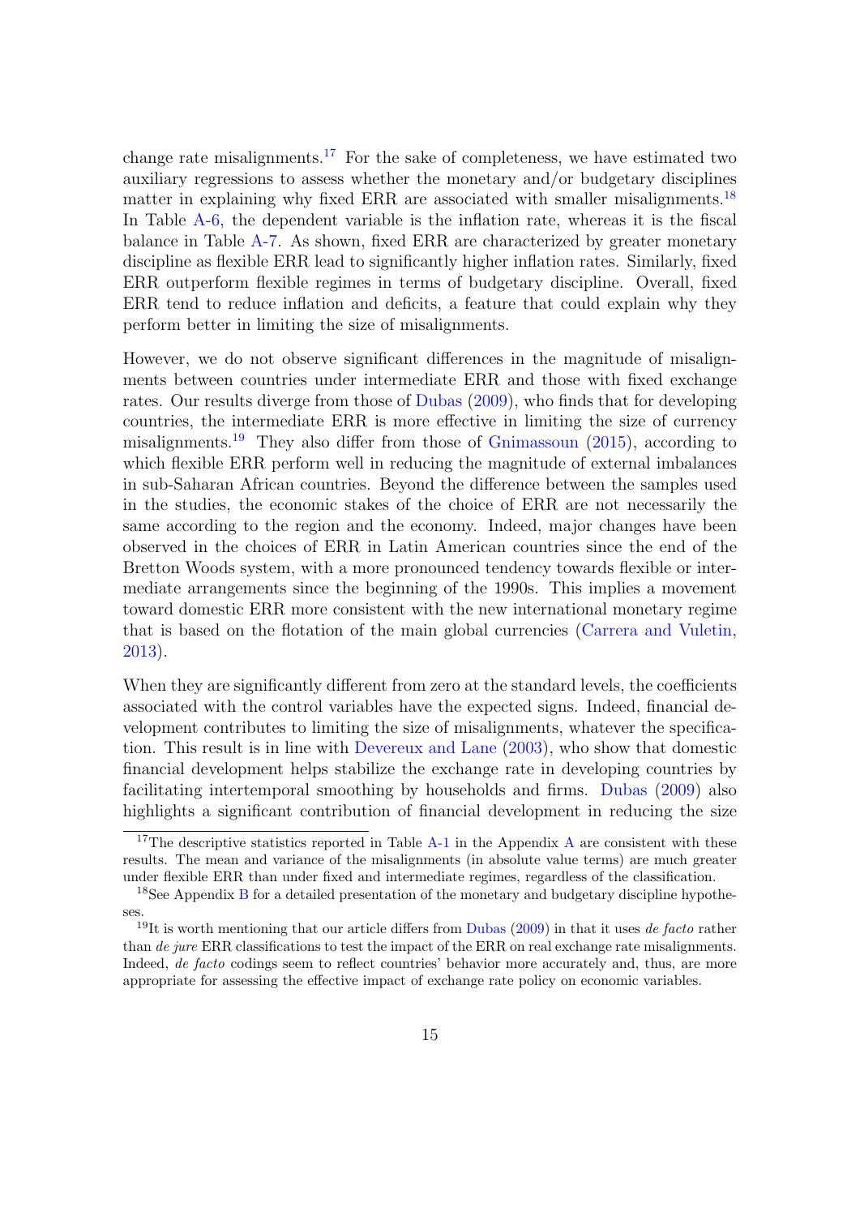change rate misalignments.[17] For the sake of completeness, we have estimated two auxiliary regressions to assess whether the monetary and/or budgetary disciplines matter in explaining why fixed ERR are associated with smaller misalignments.[18] In Table A-6, the dependent variable is the inflation rate, whereas it is the fiscal balance in Table A-7. As shown, fixed ERR are characterized by greater monetary discipline as flexible ERR lead to significantly higher inflation rates. Similarly, fixed ERR outperform flexible regimes in terms of budgetary discipline. Overall, fixed ERR tend to reduce inflation and deficits, a feature that could explain why they perform better in limiting the size of misalignments.

However, we do not observe significant differences in the magnitude of misalignments between countries under intermediate ERR and those with fixed exchange rates. Our results diverge from those of Dubas (2009), who finds that for developing countries, the intermediate ERR is more effective in limiting the size of currency misalignments.[19] They also differ from those of Gnimassoun (2015), according to which flexible ERR perform well in reducing the magnitude of external imbalances in sub-Saharan African countries. Beyond the difference between the samples used in the studies, the economic stakes of the choice of ERR are not necessarily the same according to the region and the economy. Indeed, major changes have been observed in the choices of ERR in Latin American countries since the end of the Bretton Woods system, with a more pronounced tendency towards flexible or intermediate arrangements since the beginning of the 1990s. This implies a movement toward domestic ERR more consistent with the new international monetary regime that is based on the flotation of the main global currencies (Carrera and Vuletin, 2013).

When they are significantly different from zero at the standard levels, the coefficients associated with the control variables have the expected signs. Indeed, financial development contributes to limiting the size of misalignments, whatever the specification. This result is in line with Devereux and Lane (2003), who show that domestic financial development helps stabilize the exchange rate in developing countries by facilitating intertemporal smoothing by households and firms. Dubas (2009) also highlights a significant contribution of financial development in reducing the size

[17] The descriptive statistics reported in Table A-1 in the Appendix A are consistent with these results. The mean and variance of the misalignments (in absolute value terms) are much greater under flexible ERR than under fixed and intermediate regimes, regardless of the classification.

[18] See Appendix B for a detailed presentation of the monetary and budgetary discipline hypotheses.

[19] It is worth mentioning that our article differs from Dubas (2009) in that it uses *de facto* rather than *de jure* ERR classifications to test the impact of the ERR on real exchange rate misalignments. Indeed, *de facto* codings seem to reflect countries' behavior more accurately and, thus, are more appropriate for assessing the effective impact of exchange rate policy on economic variables.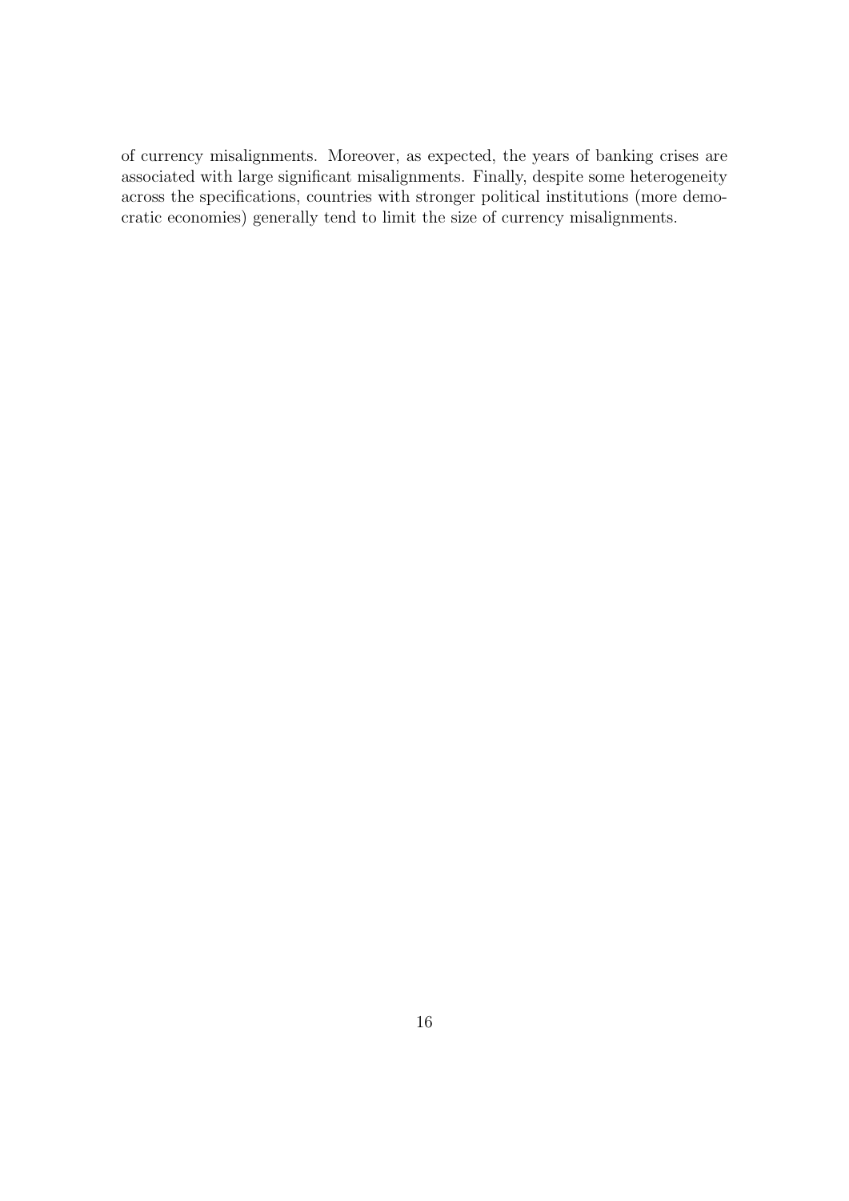of currency misalignments. Moreover, as expected, the years of banking crises are associated with large significant misalignments. Finally, despite some heterogeneity across the specifications, countries with stronger political institutions (more democratic economies) generally tend to limit the size of currency misalignments.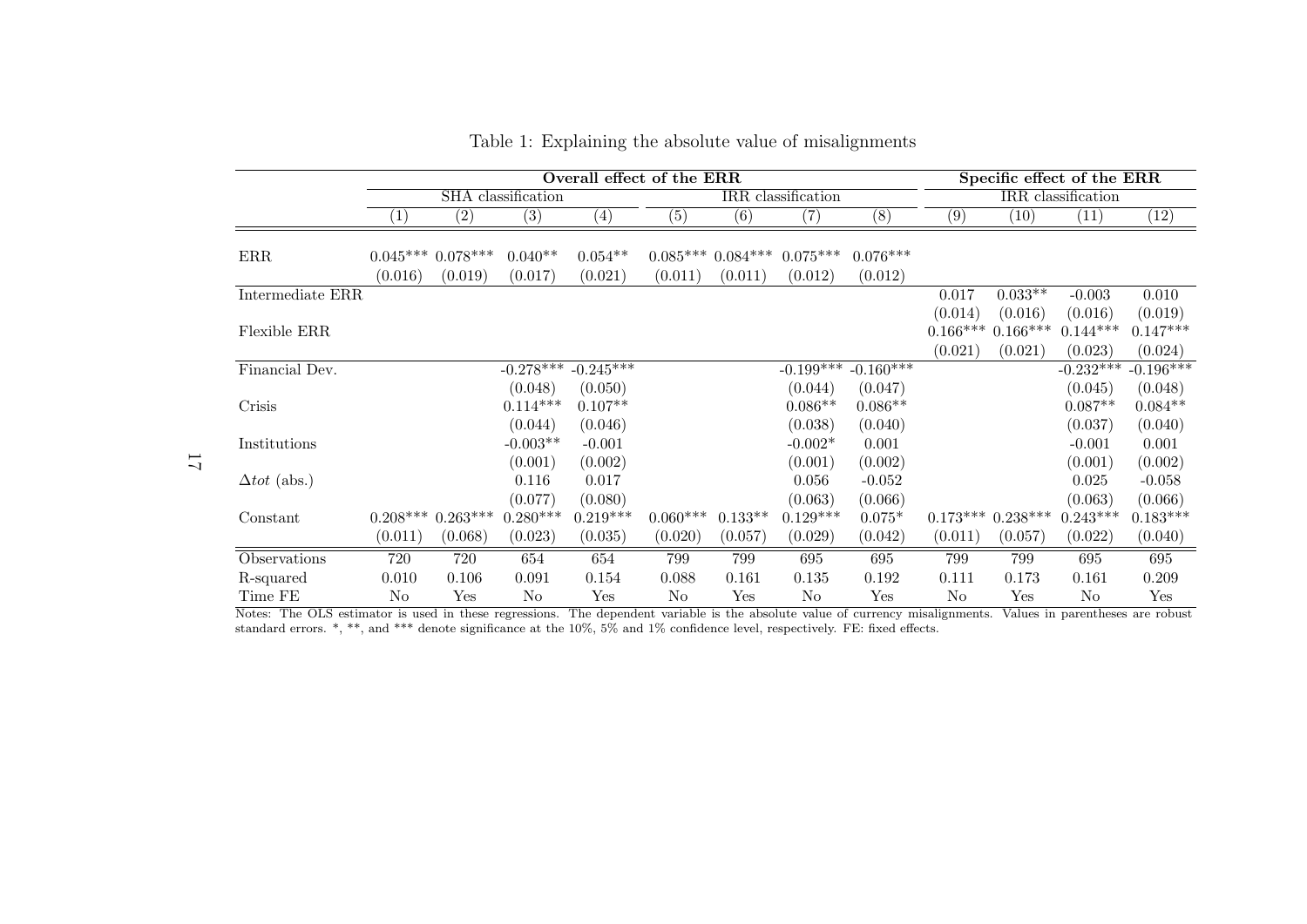Table 1: Explaining the absolute value of misalignments

| | Overall effect of the ERR | | | | | | | | Specific effect of the ERR | | | |
|---|---|---|---|---|---|---|---|---|---|---|---|---|
| | SHA classification | | | | IRR classification | | | | IRR classification | | | |
| | (1) | (2) | (3) | (4) | (5) | (6) | (7) | (8) | (9) | (10) | (11) | (12) |
| ERR | 0.045*** | 0.078*** | 0.040** | 0.054** | 0.085*** | 0.084*** | 0.075*** | 0.076*** | | | | |
| | (0.016) | (0.019) | (0.017) | (0.021) | (0.011) | (0.011) | (0.012) | (0.012) | | | | |
| Intermediate ERR | | | | | | | | | 0.017 | 0.033** | -0.003 | 0.010 |
| | | | | | | | | | (0.014) | (0.016) | (0.016) | (0.019) |
| Flexible ERR | | | | | | | | | 0.166*** | 0.166*** | 0.144*** | 0.147*** |
| | | | | | | | | | (0.021) | (0.021) | (0.023) | (0.024) |
| Financial Dev. | | | -0.278*** | -0.245*** | | | -0.199*** | -0.160*** | | | -0.232*** | -0.196*** |
| | | | (0.048) | (0.050) | | | (0.044) | (0.047) | | | (0.045) | (0.048) |
| Crisis | | | 0.114*** | 0.107** | | | 0.086** | 0.086** | | | 0.087** | 0.084** |
| | | | (0.044) | (0.046) | | | (0.038) | (0.040) | | | (0.037) | (0.040) |
| Institutions | | | -0.003** | -0.001 | | | -0.002* | 0.001 | | | -0.001 | 0.001 |
| | | | (0.001) | (0.002) | | | (0.001) | (0.002) | | | (0.001) | (0.002) |
| $\Delta tot$ (abs.) | | | 0.116 | 0.017 | | | 0.056 | -0.052 | | | 0.025 | -0.058 |
| | | | (0.077) | (0.080) | | | (0.063) | (0.066) | | | (0.063) | (0.066) |
| Constant | 0.208*** | 0.263*** | 0.280*** | 0.219*** | 0.060*** | 0.133** | 0.129*** | 0.075* | 0.173*** | 0.238*** | 0.243*** | 0.183*** |
| | (0.011) | (0.068) | (0.023) | (0.035) | (0.020) | (0.057) | (0.029) | (0.042) | (0.011) | (0.057) | (0.022) | (0.040) |
| Observations | 720 | 720 | 654 | 654 | 799 | 799 | 695 | 695 | 799 | 799 | 695 | 695 |
| R-squared | 0.010 | 0.106 | 0.091 | 0.154 | 0.088 | 0.161 | 0.135 | 0.192 | 0.111 | 0.173 | 0.161 | 0.209 |
| Time FE | No | Yes | No | Yes | No | Yes | No | Yes | No | Yes | No | Yes |

Notes: The OLS estimator is used in these regressions. The dependent variable is the absolute value of currency misalignments. Values in parentheses are robust standard errors. *, **, and *** denote significance at the 10%, 5% and 1% confidence level, respectively. FE: fixed effects.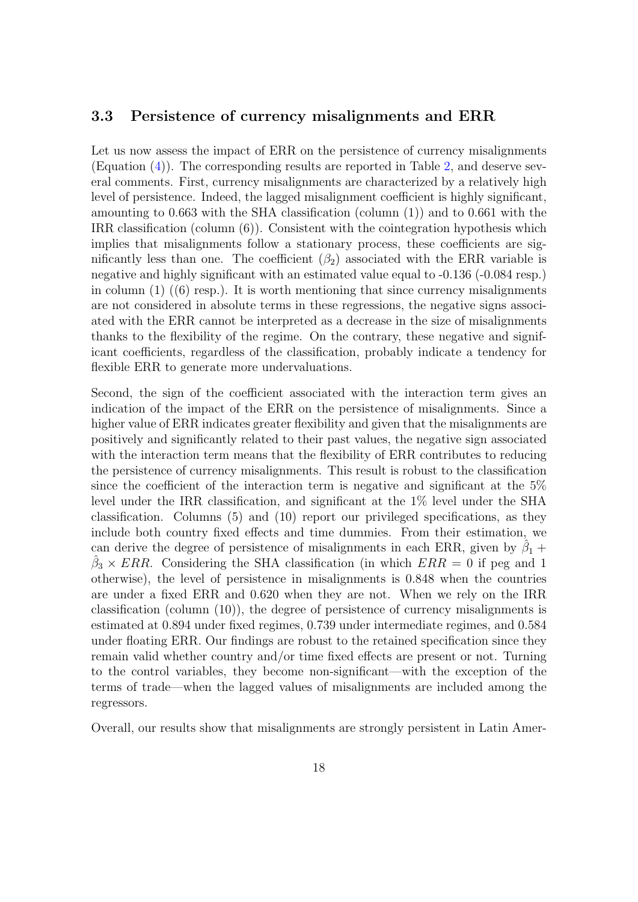### 3.3 Persistence of currency misalignments and ERR

Let us now assess the impact of ERR on the persistence of currency misalignments (Equation (4)). The corresponding results are reported in Table 2, and deserve several comments. First, currency misalignments are characterized by a relatively high level of persistence. Indeed, the lagged misalignment coefficient is highly significant, amounting to 0.663 with the SHA classification (column (1)) and to 0.661 with the IRR classification (column (6)). Consistent with the cointegration hypothesis which implies that misalignments follow a stationary process, these coefficients are significantly less than one. The coefficient ($\beta_2$) associated with the ERR variable is negative and highly significant with an estimated value equal to -0.136 (-0.084 resp.) in column (1) ((6) resp.). It is worth mentioning that since currency misalignments are not considered in absolute terms in these regressions, the negative signs associated with the ERR cannot be interpreted as a decrease in the size of misalignments thanks to the flexibility of the regime. On the contrary, these negative and significant coefficients, regardless of the classification, probably indicate a tendency for flexible ERR to generate more undervaluations.

Second, the sign of the coefficient associated with the interaction term gives an indication of the impact of the ERR on the persistence of misalignments. Since a higher value of ERR indicates greater flexibility and given that the misalignments are positively and significantly related to their past values, the negative sign associated with the interaction term means that the flexibility of ERR contributes to reducing the persistence of currency misalignments. This result is robust to the classification since the coefficient of the interaction term is negative and significant at the 5% level under the IRR classification, and significant at the 1% level under the SHA classification. Columns (5) and (10) report our privileged specifications, as they include both country fixed effects and time dummies. From their estimation, we can derive the degree of persistence of misalignments in each ERR, given by $\hat{\beta}_1 + \hat{\beta}_3 \times ERR$. Considering the SHA classification (in which $ERR = 0$ if peg and 1 otherwise), the level of persistence in misalignments is 0.848 when the countries are under a fixed ERR and 0.620 when they are not. When we rely on the IRR classification (column (10)), the degree of persistence of currency misalignments is estimated at 0.894 under fixed regimes, 0.739 under intermediate regimes, and 0.584 under floating ERR. Our findings are robust to the retained specification since they remain valid whether country and/or time fixed effects are present or not. Turning to the control variables, they become non-significant—with the exception of the terms of trade—when the lagged values of misalignments are included among the regressors.

Overall, our results show that misalignments are strongly persistent in Latin Amer-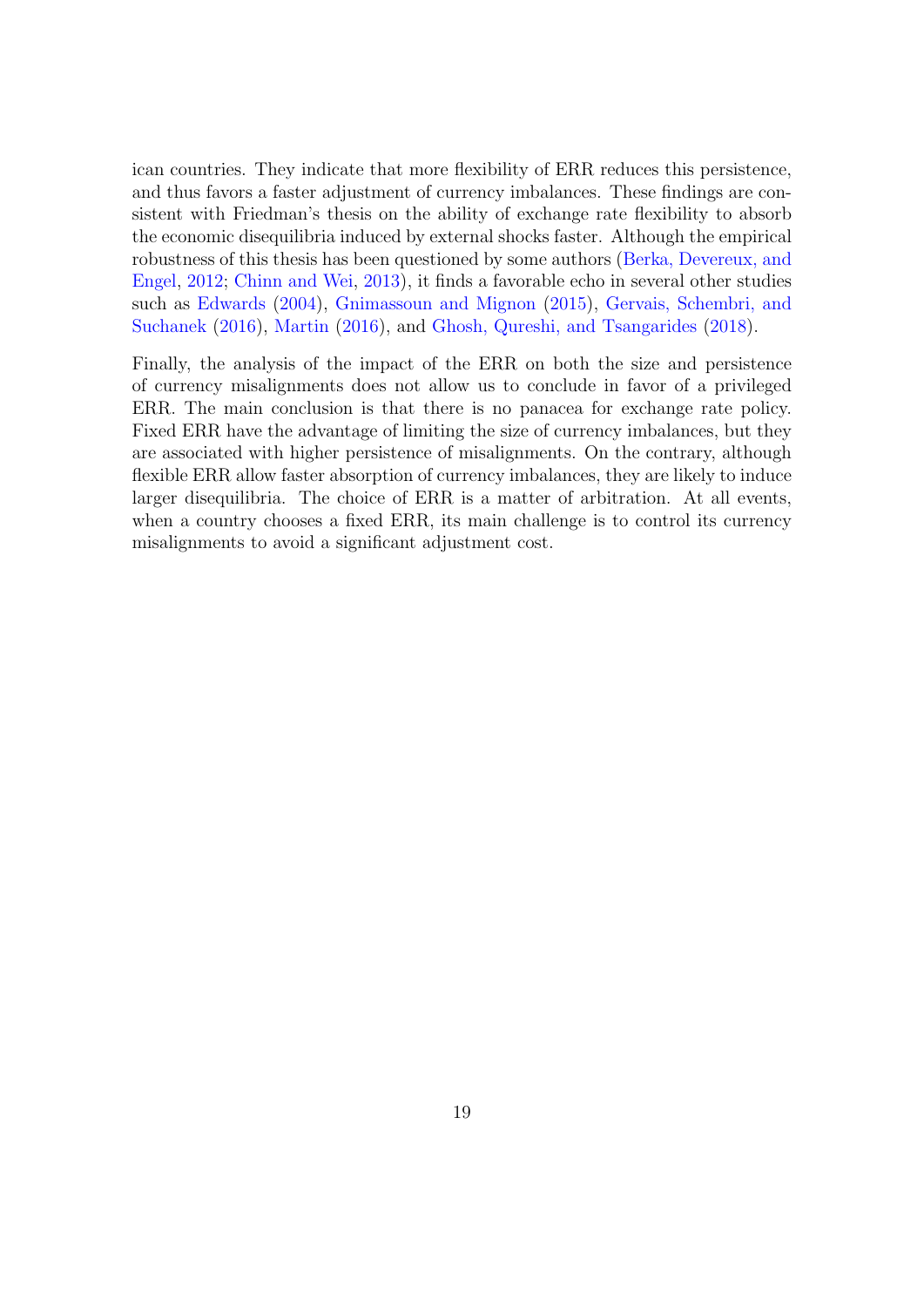ican countries. They indicate that more flexibility of ERR reduces this persistence, and thus favors a faster adjustment of currency imbalances. These findings are consistent with Friedman's thesis on the ability of exchange rate flexibility to absorb the economic disequilibria induced by external shocks faster. Although the empirical robustness of this thesis has been questioned by some authors (Berka, Devereux, and Engel, 2012; Chinn and Wei, 2013), it finds a favorable echo in several other studies such as Edwards (2004), Gnimassoun and Mignon (2015), Gervais, Schembri, and Suchanek (2016), Martin (2016), and Ghosh, Qureshi, and Tsangarides (2018).

Finally, the analysis of the impact of the ERR on both the size and persistence of currency misalignments does not allow us to conclude in favor of a privileged ERR. The main conclusion is that there is no panacea for exchange rate policy. Fixed ERR have the advantage of limiting the size of currency imbalances, but they are associated with higher persistence of misalignments. On the contrary, although flexible ERR allow faster absorption of currency imbalances, they are likely to induce larger disequilibria. The choice of ERR is a matter of arbitration. At all events, when a country chooses a fixed ERR, its main challenge is to control its currency misalignments to avoid a significant adjustment cost.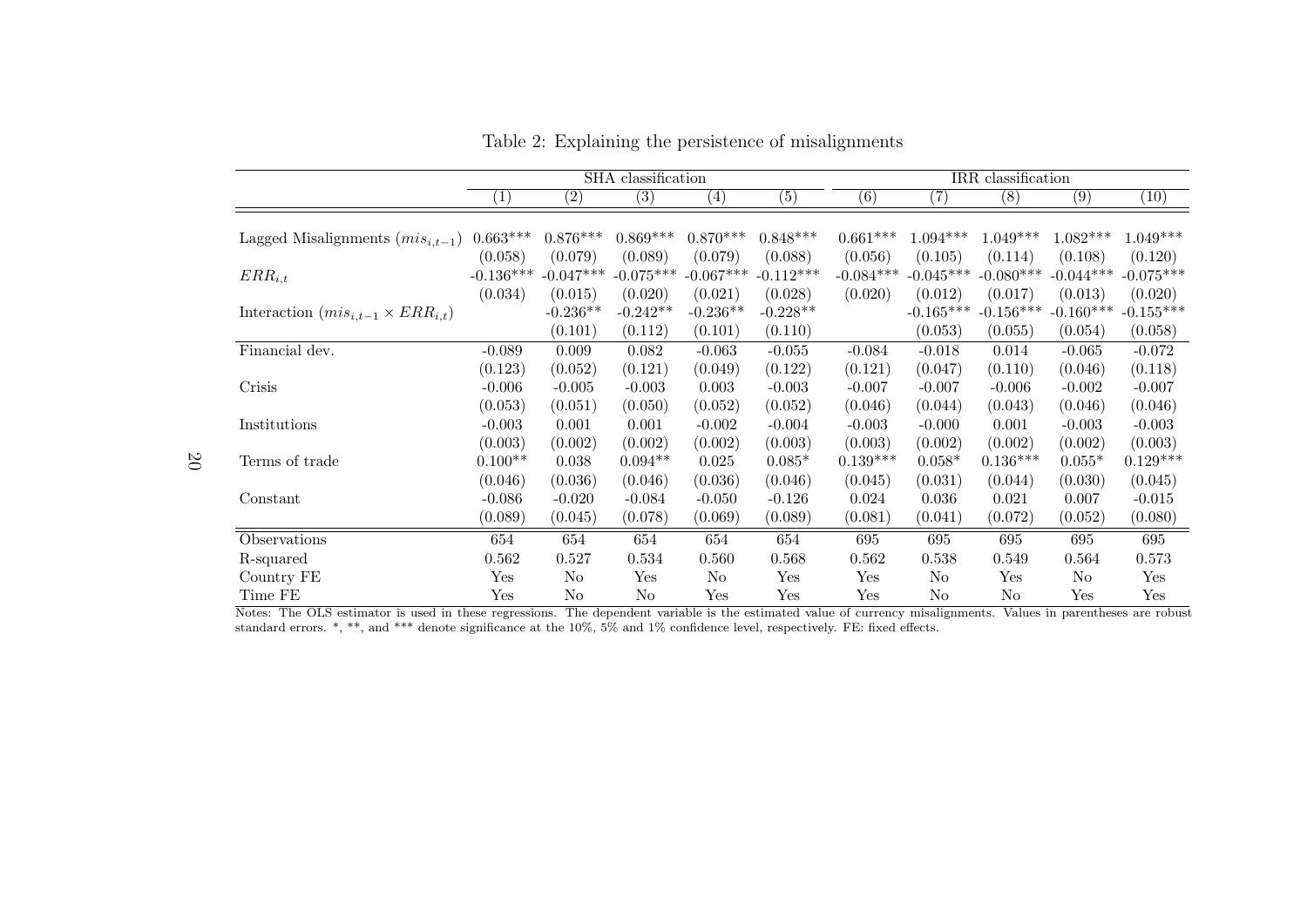Table 2: Explaining the persistence of misalignments

| | SHA classification | | | | | IRR classification | | | | |
|---|---|---|---|---|---|---|---|---|---|---|
| | (1) | (2) | (3) | (4) | (5) | (6) | (7) | (8) | (9) | (10) |
| Lagged Misalignments ($mis_{i,t-1}$) | 0.663*** | 0.876*** | 0.869*** | 0.870*** | 0.848*** | 0.661*** | 1.094*** | 1.049*** | 1.082*** | 1.049*** |
| | (0.058) | (0.079) | (0.089) | (0.079) | (0.088) | (0.056) | (0.105) | (0.114) | (0.108) | (0.120) |
| $ERR_{i,t}$ | -0.136*** | -0.047*** | -0.075*** | -0.067*** | -0.112*** | -0.084*** | -0.045*** | -0.080*** | -0.044*** | -0.075*** |
| | (0.034) | (0.015) | (0.020) | (0.021) | (0.028) | (0.020) | (0.012) | (0.017) | (0.013) | (0.020) |
| Interaction ($mis_{i,t-1} \times ERR_{i,t}$) | | -0.236** | -0.242** | -0.236** | -0.228** | | -0.165*** | -0.156*** | -0.160*** | -0.155*** |
| | | (0.101) | (0.112) | (0.101) | (0.110) | | (0.053) | (0.055) | (0.054) | (0.058) |
| Financial dev. | -0.089 | 0.009 | 0.082 | -0.063 | -0.055 | -0.084 | -0.018 | 0.014 | -0.065 | -0.072 |
| | (0.123) | (0.052) | (0.121) | (0.049) | (0.122) | (0.121) | (0.047) | (0.110) | (0.046) | (0.118) |
| Crisis | -0.006 | -0.005 | -0.003 | 0.003 | -0.003 | -0.007 | -0.007 | -0.006 | -0.002 | -0.007 |
| | (0.053) | (0.051) | (0.050) | (0.052) | (0.052) | (0.046) | (0.044) | (0.043) | (0.046) | (0.046) |
| Institutions | -0.003 | 0.001 | 0.001 | -0.002 | -0.004 | -0.003 | -0.000 | 0.001 | -0.003 | -0.003 |
| | (0.003) | (0.002) | (0.002) | (0.002) | (0.003) | (0.003) | (0.002) | (0.002) | (0.002) | (0.003) |
| Terms of trade | 0.100** | 0.038 | 0.094** | 0.025 | 0.085* | 0.139*** | 0.058* | 0.136*** | 0.055* | 0.129*** |
| | (0.046) | (0.036) | (0.046) | (0.036) | (0.046) | (0.045) | (0.031) | (0.044) | (0.030) | (0.045) |
| Constant | -0.086 | -0.020 | -0.084 | -0.050 | -0.126 | 0.024 | 0.036 | 0.021 | 0.007 | -0.015 |
| | (0.089) | (0.045) | (0.078) | (0.069) | (0.089) | (0.081) | (0.041) | (0.072) | (0.052) | (0.080) |
| Observations | 654 | 654 | 654 | 654 | 654 | 695 | 695 | 695 | 695 | 695 |
| R-squared | 0.562 | 0.527 | 0.534 | 0.560 | 0.568 | 0.562 | 0.538 | 0.549 | 0.564 | 0.573 |
| Country FE | Yes | No | Yes | No | Yes | Yes | No | Yes | No | Yes |
| Time FE | Yes | No | No | Yes | Yes | Yes | No | No | Yes | Yes |

Notes: The OLS estimator is used in these regressions. The dependent variable is the estimated value of currency misalignments. Values in parentheses are robust standard errors. *, **, and *** denote significance at the 10%, 5% and 1% confidence level, respectively. FE: fixed effects.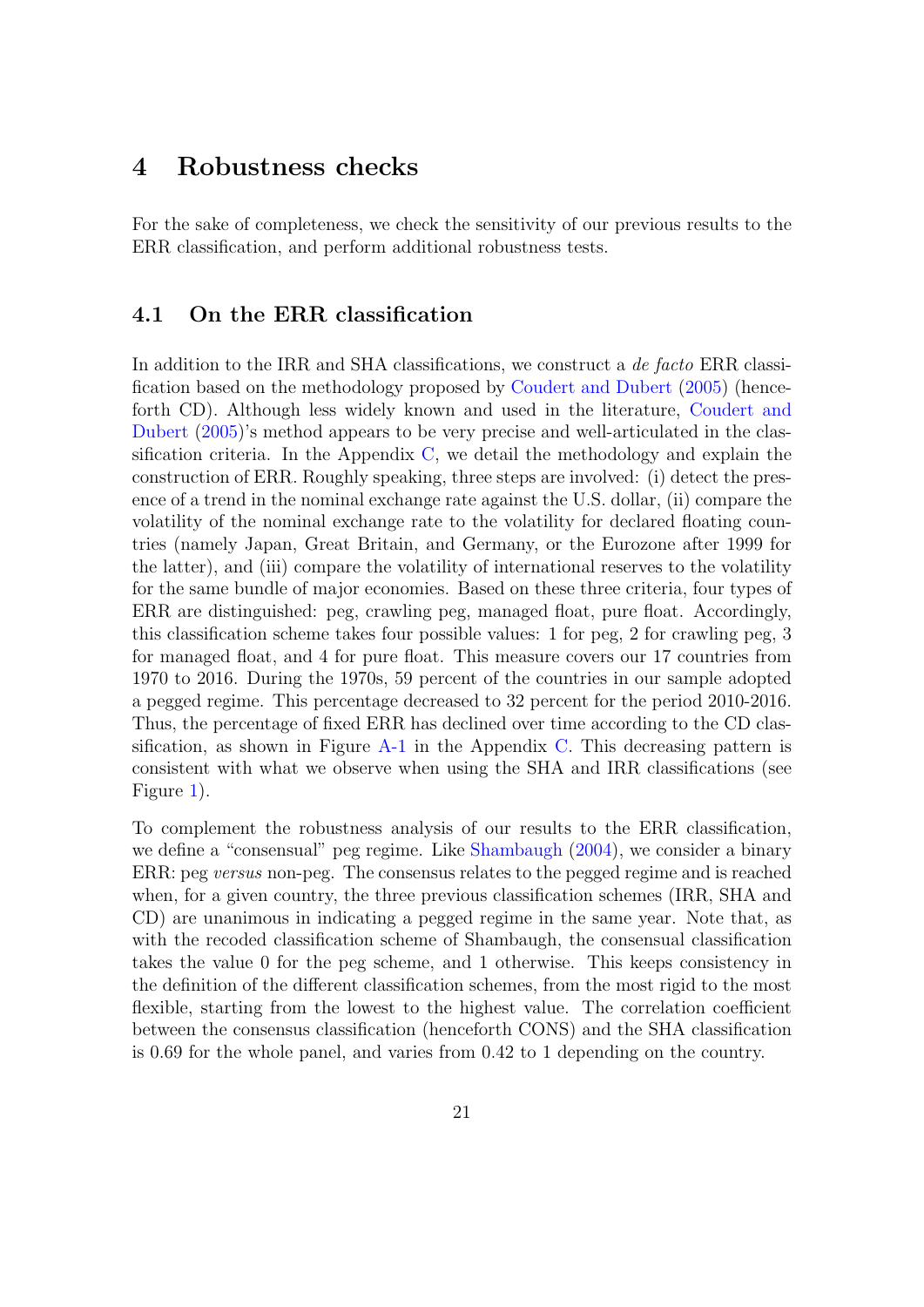# 4 Robustness checks

For the sake of completeness, we check the sensitivity of our previous results to the ERR classification, and perform additional robustness tests.

## 4.1 On the ERR classification

In addition to the IRR and SHA classifications, we construct a *de facto* ERR classification based on the methodology proposed by Coudert and Dubert (2005) (henceforth CD). Although less widely known and used in the literature, Coudert and Dubert (2005)'s method appears to be very precise and well-articulated in the classification criteria. In the Appendix C, we detail the methodology and explain the construction of ERR. Roughly speaking, three steps are involved: (i) detect the presence of a trend in the nominal exchange rate against the U.S. dollar, (ii) compare the volatility of the nominal exchange rate to the volatility for declared floating countries (namely Japan, Great Britain, and Germany, or the Eurozone after 1999 for the latter), and (iii) compare the volatility of international reserves to the volatility for the same bundle of major economies. Based on these three criteria, four types of ERR are distinguished: peg, crawling peg, managed float, pure float. Accordingly, this classification scheme takes four possible values: 1 for peg, 2 for crawling peg, 3 for managed float, and 4 for pure float. This measure covers our 17 countries from 1970 to 2016. During the 1970s, 59 percent of the countries in our sample adopted a pegged regime. This percentage decreased to 32 percent for the period 2010-2016. Thus, the percentage of fixed ERR has declined over time according to the CD classification, as shown in Figure A-1 in the Appendix C. This decreasing pattern is consistent with what we observe when using the SHA and IRR classifications (see Figure 1).

To complement the robustness analysis of our results to the ERR classification, we define a "consensual" peg regime. Like Shambaugh (2004), we consider a binary ERR: peg *versus* non-peg. The consensus relates to the pegged regime and is reached when, for a given country, the three previous classification schemes (IRR, SHA and CD) are unanimous in indicating a pegged regime in the same year. Note that, as with the recoded classification scheme of Shambaugh, the consensual classification takes the value 0 for the peg scheme, and 1 otherwise. This keeps consistency in the definition of the different classification schemes, from the most rigid to the most flexible, starting from the lowest to the highest value. The correlation coefficient between the consensus classification (henceforth CONS) and the SHA classification is 0.69 for the whole panel, and varies from 0.42 to 1 depending on the country.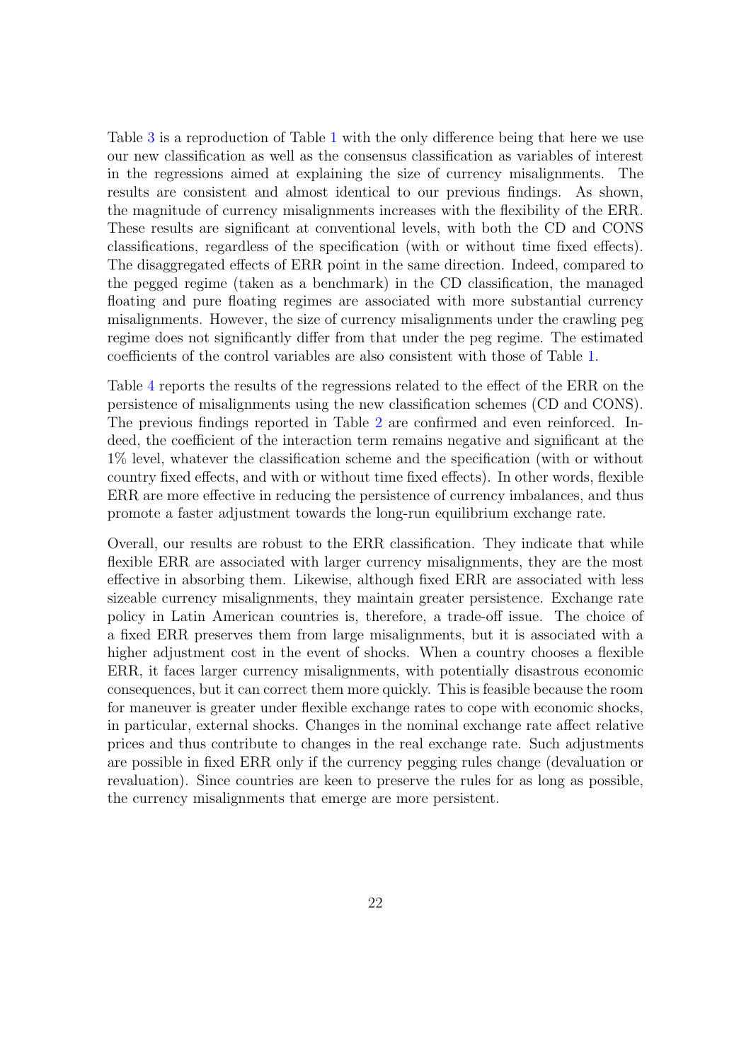Table 3 is a reproduction of Table 1 with the only difference being that here we use our new classification as well as the consensus classification as variables of interest in the regressions aimed at explaining the size of currency misalignments. The results are consistent and almost identical to our previous findings. As shown, the magnitude of currency misalignments increases with the flexibility of the ERR. These results are significant at conventional levels, with both the CD and CONS classifications, regardless of the specification (with or without time fixed effects). The disaggregated effects of ERR point in the same direction. Indeed, compared to the pegged regime (taken as a benchmark) in the CD classification, the managed floating and pure floating regimes are associated with more substantial currency misalignments. However, the size of currency misalignments under the crawling peg regime does not significantly differ from that under the peg regime. The estimated coefficients of the control variables are also consistent with those of Table 1.

Table 4 reports the results of the regressions related to the effect of the ERR on the persistence of misalignments using the new classification schemes (CD and CONS). The previous findings reported in Table 2 are confirmed and even reinforced. Indeed, the coefficient of the interaction term remains negative and significant at the 1% level, whatever the classification scheme and the specification (with or without country fixed effects, and with or without time fixed effects). In other words, flexible ERR are more effective in reducing the persistence of currency imbalances, and thus promote a faster adjustment towards the long-run equilibrium exchange rate.

Overall, our results are robust to the ERR classification. They indicate that while flexible ERR are associated with larger currency misalignments, they are the most effective in absorbing them. Likewise, although fixed ERR are associated with less sizeable currency misalignments, they maintain greater persistence. Exchange rate policy in Latin American countries is, therefore, a trade-off issue. The choice of a fixed ERR preserves them from large misalignments, but it is associated with a higher adjustment cost in the event of shocks. When a country chooses a flexible ERR, it faces larger currency misalignments, with potentially disastrous economic consequences, but it can correct them more quickly. This is feasible because the room for maneuver is greater under flexible exchange rates to cope with economic shocks, in particular, external shocks. Changes in the nominal exchange rate affect relative prices and thus contribute to changes in the real exchange rate. Such adjustments are possible in fixed ERR only if the currency pegging rules change (devaluation or revaluation). Since countries are keen to preserve the rules for as long as possible, the currency misalignments that emerge are more persistent.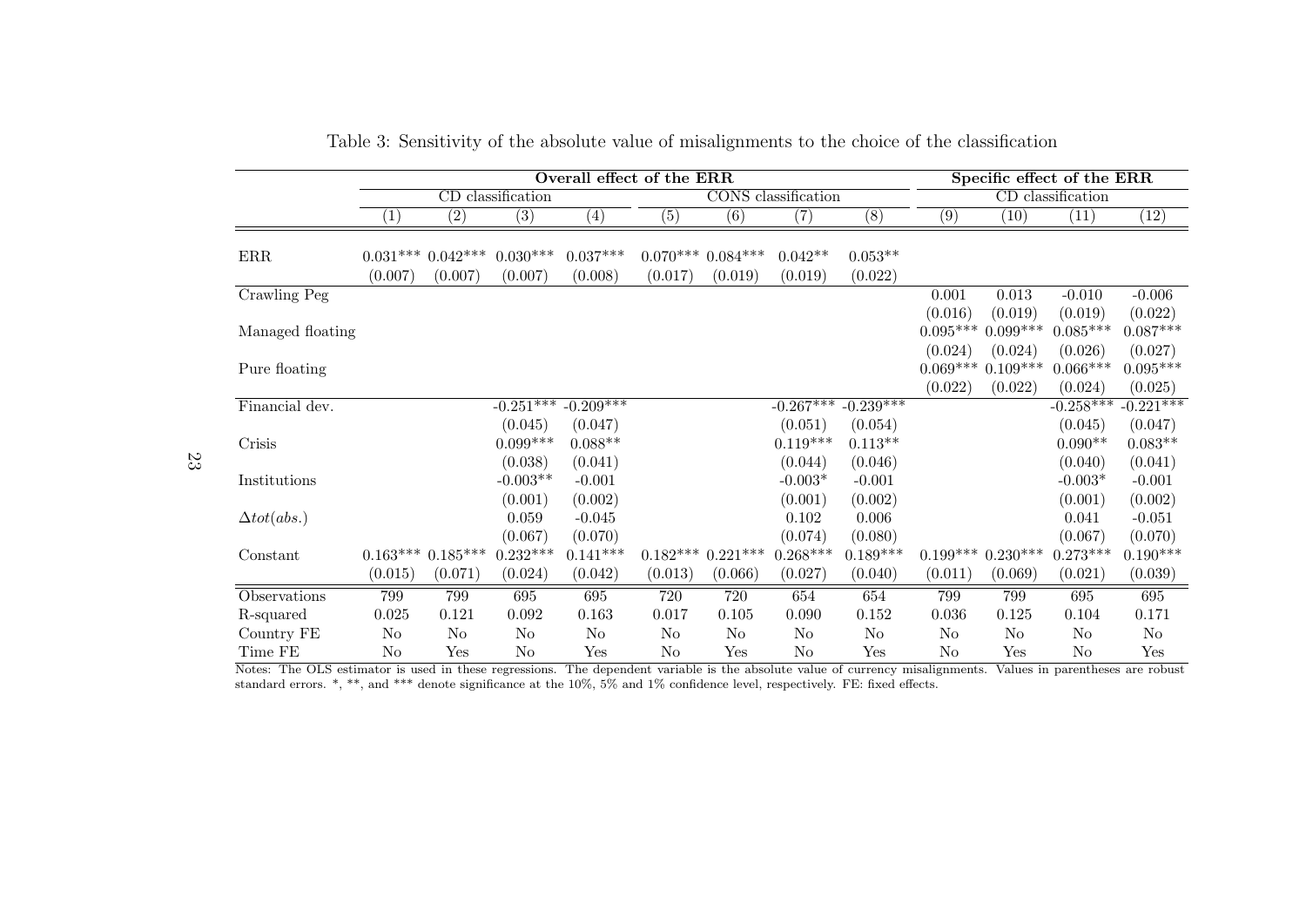Table 3: Sensitivity of the absolute value of misalignments to the choice of the classification

| | Overall effect of the ERR | | | | | | | | Specific effect of the ERR | | | |
|---|---|---|---|---|---|---|---|---|---|---|---|---|
| | CD classification | | | | CONS classification | | | | CD classification | | | |
| | (1) | (2) | (3) | (4) | (5) | (6) | (7) | (8) | (9) | (10) | (11) | (12) |
| ERR | 0.031*** | 0.042*** | 0.030*** | 0.037*** | 0.070*** | 0.084*** | 0.042** | 0.053** | | | | |
| | (0.007) | (0.007) | (0.007) | (0.008) | (0.017) | (0.019) | (0.019) | (0.022) | | | | |
| Crawling Peg | | | | | | | | | 0.001 | 0.013 | -0.010 | -0.006 |
| | | | | | | | | | (0.016) | (0.019) | (0.019) | (0.022) |
| Managed floating | | | | | | | | | 0.095*** | 0.099*** | 0.085*** | 0.087*** |
| | | | | | | | | | (0.024) | (0.024) | (0.026) | (0.027) |
| Pure floating | | | | | | | | | 0.069*** | 0.109*** | 0.066*** | 0.095*** |
| | | | | | | | | | (0.022) | (0.022) | (0.024) | (0.025) |
| Financial dev. | | | -0.251*** | -0.209*** | | | -0.267*** | -0.239*** | | | -0.258*** | -0.221*** |
| | | | (0.045) | (0.047) | | | (0.051) | (0.054) | | | (0.045) | (0.047) |
| Crisis | | | 0.099*** | 0.088** | | | 0.119*** | 0.113** | | | 0.090** | 0.083** |
| | | | (0.038) | (0.041) | | | (0.044) | (0.046) | | | (0.040) | (0.041) |
| Institutions | | | -0.003** | -0.001 | | | -0.003* | -0.001 | | | -0.003* | -0.001 |
| | | | (0.001) | (0.002) | | | (0.001) | (0.002) | | | (0.001) | (0.002) |
| $\Delta tot(abs.)$ | | | 0.059 | -0.045 | | | 0.102 | 0.006 | | | 0.041 | -0.051 |
| | | | (0.067) | (0.070) | | | (0.074) | (0.080) | | | (0.067) | (0.070) |
| Constant | 0.163*** | 0.185*** | 0.232*** | 0.141*** | 0.182*** | 0.221*** | 0.268*** | 0.189*** | 0.199*** | 0.230*** | 0.273*** | 0.190*** |
| | (0.015) | (0.071) | (0.024) | (0.042) | (0.013) | (0.066) | (0.027) | (0.040) | (0.011) | (0.069) | (0.021) | (0.039) |
| Observations | 799 | 799 | 695 | 695 | 720 | 720 | 654 | 654 | 799 | 799 | 695 | 695 |
| R-squared | 0.025 | 0.121 | 0.092 | 0.163 | 0.017 | 0.105 | 0.090 | 0.152 | 0.036 | 0.125 | 0.104 | 0.171 |
| Country FE | No | No | No | No | No | No | No | No | No | No | No | No |
| Time FE | No | Yes | No | Yes | No | Yes | No | Yes | No | Yes | No | Yes |

Notes: The OLS estimator is used in these regressions. The dependent variable is the absolute value of currency misalignments. Values in parentheses are robust standard errors. *, **, and *** denote significance at the 10%, 5% and 1% confidence level, respectively. FE: fixed effects.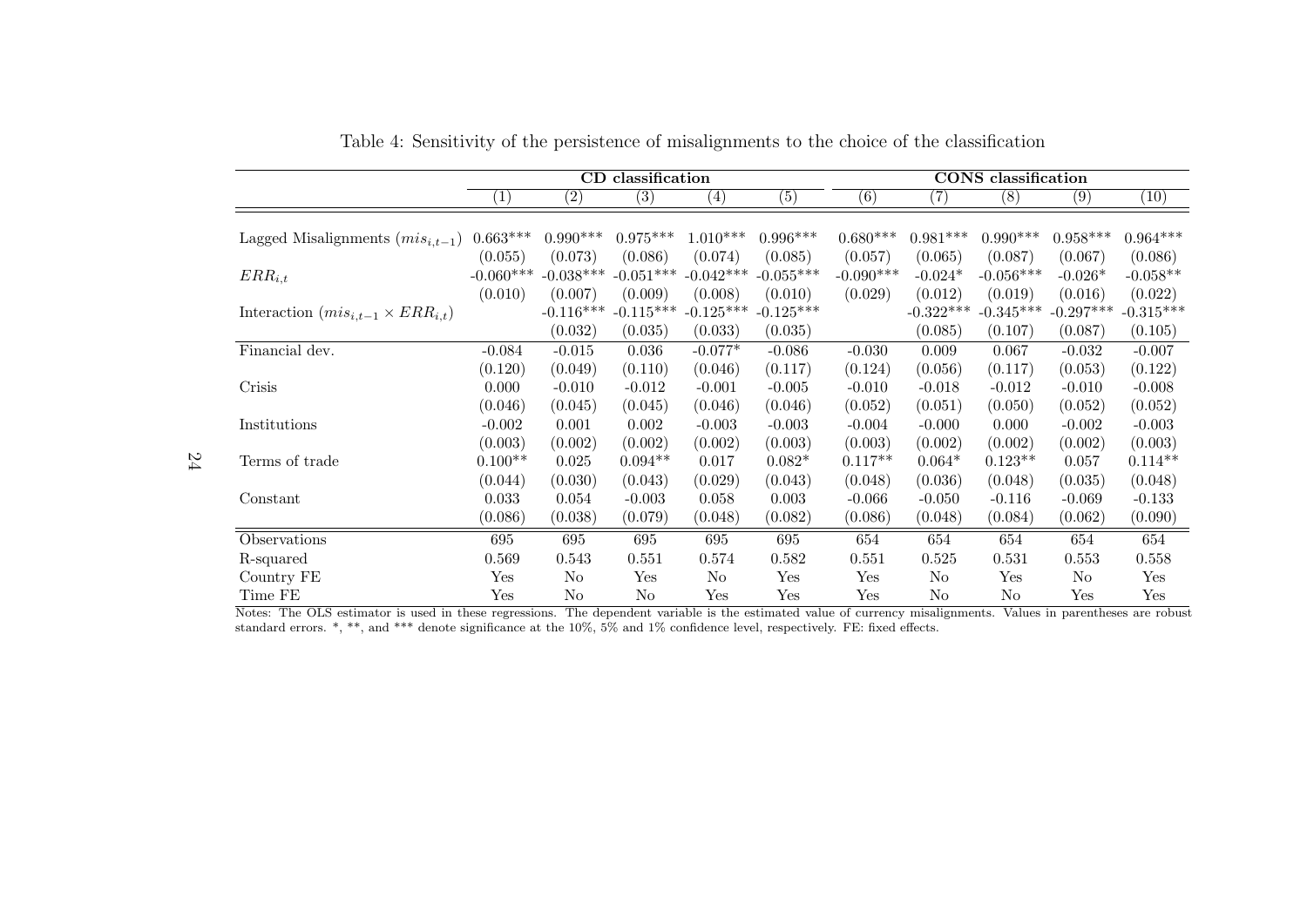Table 4: Sensitivity of the persistence of misalignments to the choice of the classification

| | **CD classification** | | | | | **CONS classification** | | | | |
|---|---|---|---|---|---|---|---|---|---|---|
| | (1) | (2) | (3) | (4) | (5) | (6) | (7) | (8) | (9) | (10) |
| Lagged Misalignments ($mis_{i,t-1}$) | 0.663*** | 0.990*** | 0.975*** | 1.010*** | 0.996*** | 0.680*** | 0.981*** | 0.990*** | 0.958*** | 0.964*** |
| | (0.055) | (0.073) | (0.086) | (0.074) | (0.085) | (0.057) | (0.065) | (0.087) | (0.067) | (0.086) |
| $ERR_{i,t}$ | -0.060*** | -0.038*** | -0.051*** | -0.042*** | -0.055*** | -0.090*** | -0.024* | -0.056*** | -0.026* | -0.058** |
| | (0.010) | (0.007) | (0.009) | (0.008) | (0.010) | (0.029) | (0.012) | (0.019) | (0.016) | (0.022) |
| Interaction ($mis_{i,t-1} \times ERR_{i,t}$) | | -0.116*** | -0.115*** | -0.125*** | -0.125*** | | -0.322*** | -0.345*** | -0.297*** | -0.315*** |
| | | (0.032) | (0.035) | (0.033) | (0.035) | | (0.085) | (0.107) | (0.087) | (0.105) |
| Financial dev. | -0.084 | -0.015 | 0.036 | -0.077* | -0.086 | -0.030 | 0.009 | 0.067 | -0.032 | -0.007 |
| | (0.120) | (0.049) | (0.110) | (0.046) | (0.117) | (0.124) | (0.056) | (0.117) | (0.053) | (0.122) |
| Crisis | 0.000 | -0.010 | -0.012 | -0.001 | -0.005 | -0.010 | -0.018 | -0.012 | -0.010 | -0.008 |
| | (0.046) | (0.045) | (0.045) | (0.046) | (0.046) | (0.052) | (0.051) | (0.050) | (0.052) | (0.052) |
| Institutions | -0.002 | 0.001 | 0.002 | -0.003 | -0.003 | -0.004 | -0.000 | 0.000 | -0.002 | -0.003 |
| | (0.003) | (0.002) | (0.002) | (0.002) | (0.003) | (0.003) | (0.002) | (0.002) | (0.002) | (0.003) |
| Terms of trade | 0.100** | 0.025 | 0.094** | 0.017 | 0.082* | 0.117** | 0.064* | 0.123** | 0.057 | 0.114** |
| | (0.044) | (0.030) | (0.043) | (0.029) | (0.043) | (0.048) | (0.036) | (0.048) | (0.035) | (0.048) |
| Constant | 0.033 | 0.054 | -0.003 | 0.058 | 0.003 | -0.066 | -0.050 | -0.116 | -0.069 | -0.133 |
| | (0.086) | (0.038) | (0.079) | (0.048) | (0.082) | (0.086) | (0.048) | (0.084) | (0.062) | (0.090) |
| Observations | 695 | 695 | 695 | 695 | 695 | 654 | 654 | 654 | 654 | 654 |
| R-squared | 0.569 | 0.543 | 0.551 | 0.574 | 0.582 | 0.551 | 0.525 | 0.531 | 0.553 | 0.558 |
| Country FE | Yes | No | Yes | No | Yes | Yes | No | Yes | No | Yes |
| Time FE | Yes | No | No | Yes | Yes | Yes | No | No | Yes | Yes |

Notes: The OLS estimator is used in these regressions. The dependent variable is the estimated value of currency misalignments. Values in parentheses are robust standard errors. *, **, and *** denote significance at the 10%, 5% and 1% confidence level, respectively. FE: fixed effects.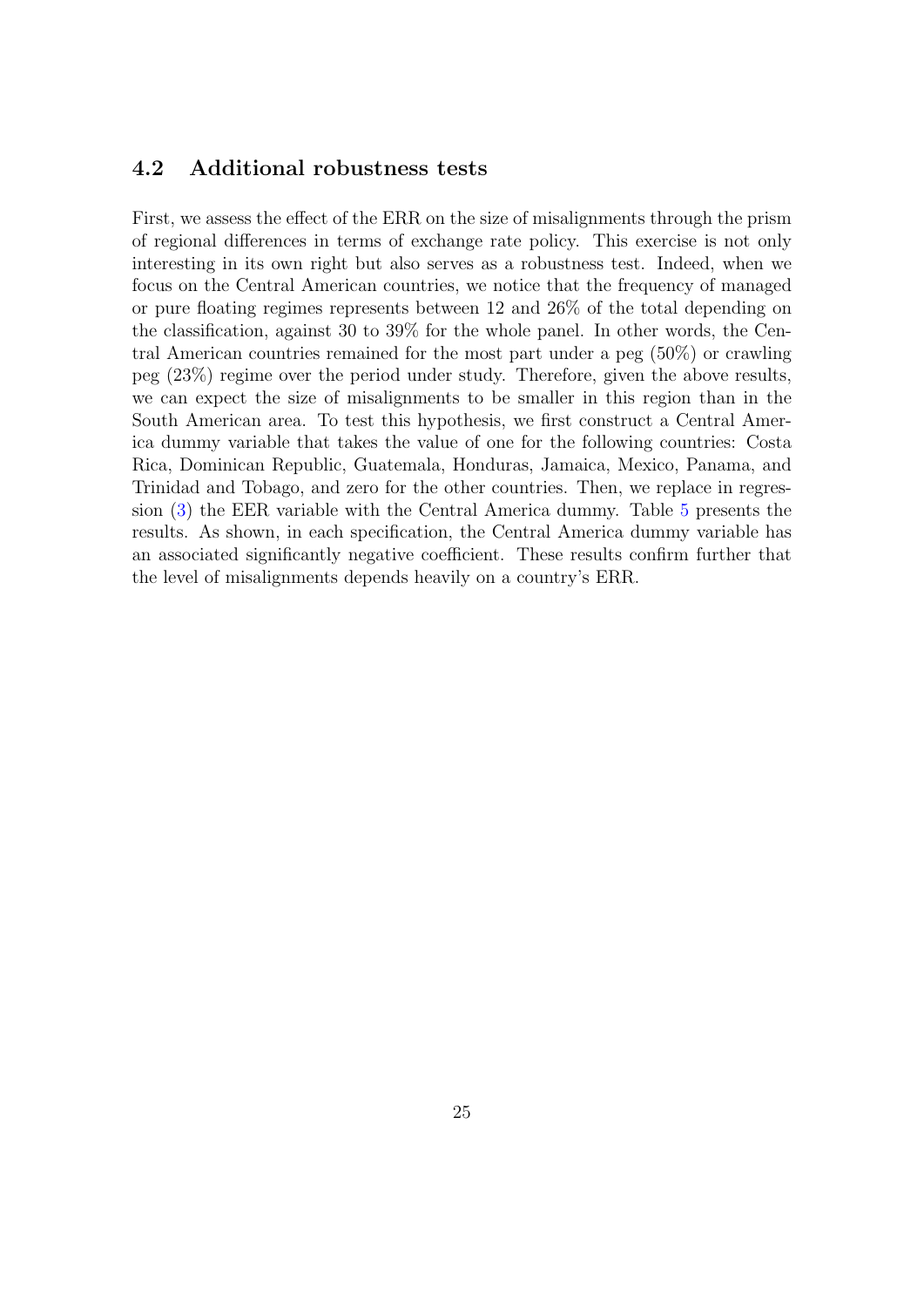## 4.2 Additional robustness tests

First, we assess the effect of the ERR on the size of misalignments through the prism of regional differences in terms of exchange rate policy. This exercise is not only interesting in its own right but also serves as a robustness test. Indeed, when we focus on the Central American countries, we notice that the frequency of managed or pure floating regimes represents between 12 and 26% of the total depending on the classification, against 30 to 39% for the whole panel. In other words, the Central American countries remained for the most part under a peg (50%) or crawling peg (23%) regime over the period under study. Therefore, given the above results, we can expect the size of misalignments to be smaller in this region than in the South American area. To test this hypothesis, we first construct a Central America dummy variable that takes the value of one for the following countries: Costa Rica, Dominican Republic, Guatemala, Honduras, Jamaica, Mexico, Panama, and Trinidad and Tobago, and zero for the other countries. Then, we replace in regression (3) the EER variable with the Central America dummy. Table 5 presents the results. As shown, in each specification, the Central America dummy variable has an associated significantly negative coefficient. These results confirm further that the level of misalignments depends heavily on a country's ERR.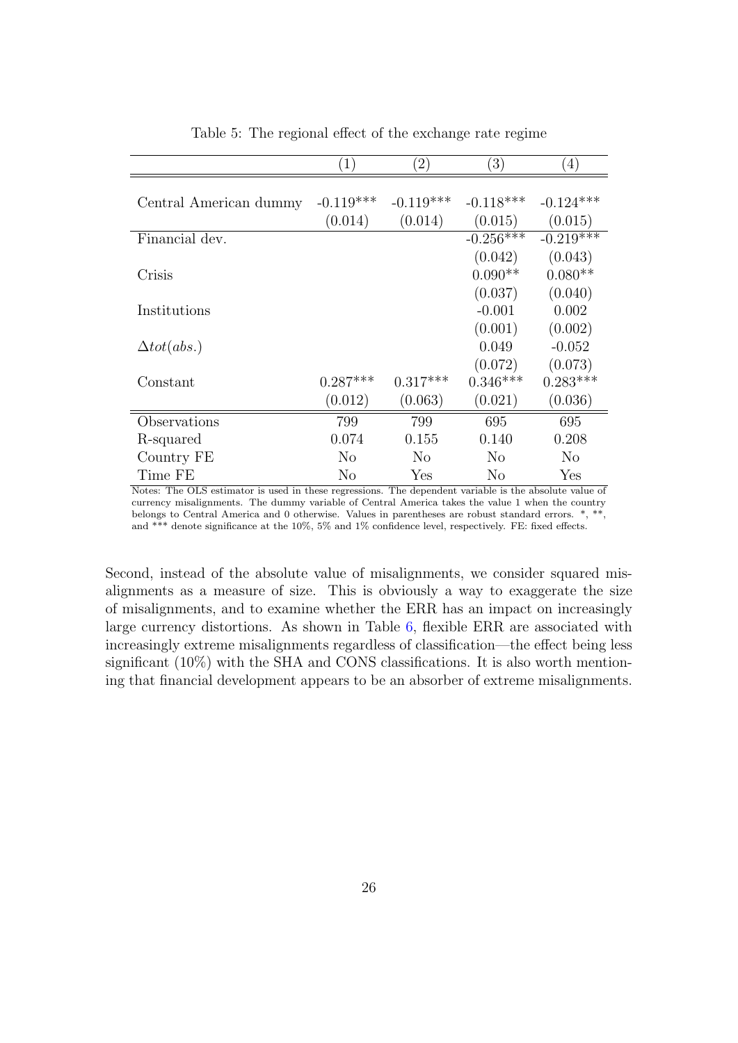Table 5: The regional effect of the exchange rate regime

| | (1) | (2) | (3) | (4) |
|---|---|---|---|---|
| Central American dummy | -0.119*** | -0.119*** | -0.118*** | -0.124*** |
| | (0.014) | (0.014) | (0.015) | (0.015) |
| Financial dev. | | | -0.256*** | -0.219*** |
| | | | (0.042) | (0.043) |
| Crisis | | | 0.090** | 0.080** |
| | | | (0.037) | (0.040) |
| Institutions | | | -0.001 | 0.002 |
| | | | (0.001) | (0.002) |
| $\Delta tot(abs.)$ | | | 0.049 | -0.052 |
| | | | (0.072) | (0.073) |
| Constant | 0.287*** | 0.317*** | 0.346*** | 0.283*** |
| | (0.012) | (0.063) | (0.021) | (0.036) |
| Observations | 799 | 799 | 695 | 695 |
| R-squared | 0.074 | 0.155 | 0.140 | 0.208 |
| Country FE | No | No | No | No |
| Time FE | No | Yes | No | Yes |

Notes: The OLS estimator is used in these regressions. The dependent variable is the absolute value of currency misalignments. The dummy variable of Central America takes the value 1 when the country belongs to Central America and 0 otherwise. Values in parentheses are robust standard errors. *, **, and *** denote significance at the 10%, 5% and 1% confidence level, respectively. FE: fixed effects.

Second, instead of the absolute value of misalignments, we consider squared misalignments as a measure of size. This is obviously a way to exaggerate the size of misalignments, and to examine whether the ERR has an impact on increasingly large currency distortions. As shown in Table 6, flexible ERR are associated with increasingly extreme misalignments regardless of classification—the effect being less significant (10%) with the SHA and CONS classifications. It is also worth mentioning that financial development appears to be an absorber of extreme misalignments.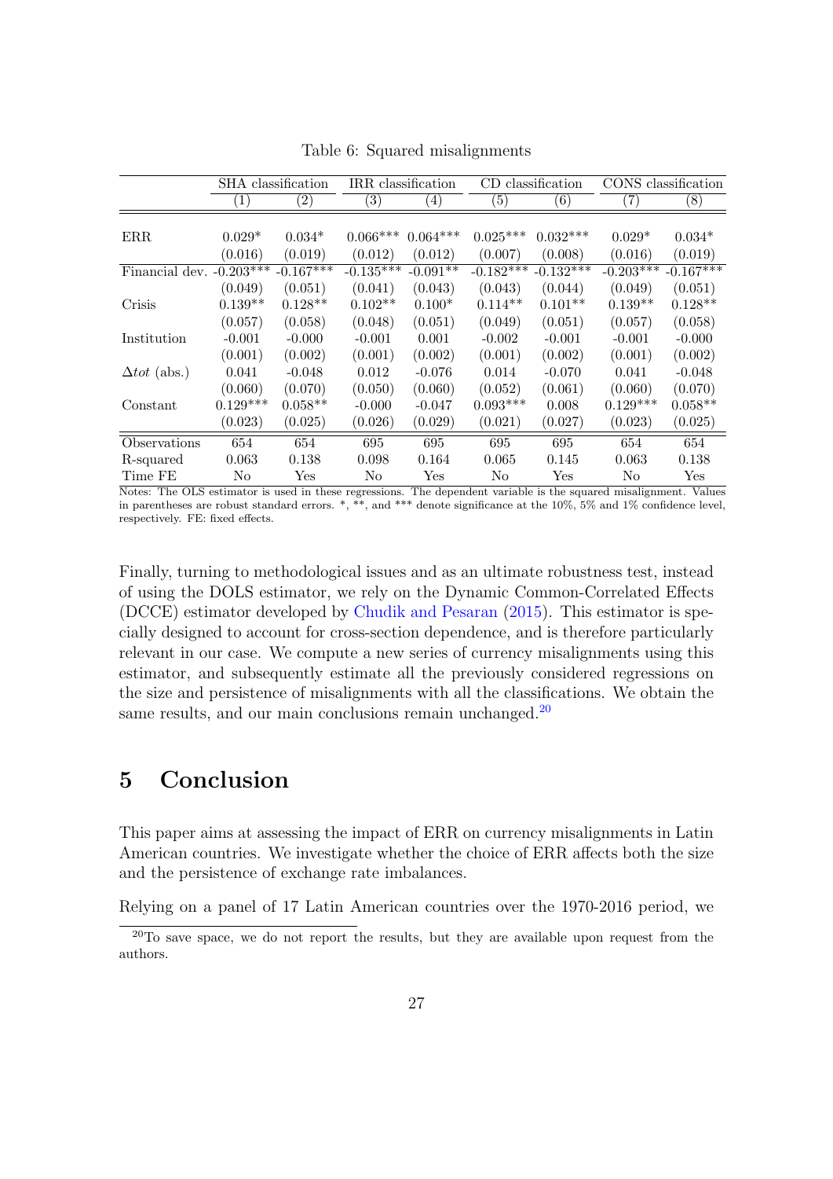Table 6: Squared misalignments

| | SHA classification | | IRR classification | | CD classification | | CONS classification | |
|---|---|---|---|---|---|---|---|---|
| | (1) | (2) | (3) | (4) | (5) | (6) | (7) | (8) |
| ERR | 0.029* | 0.034* | 0.066*** | 0.064*** | 0.025*** | 0.032*** | 0.029* | 0.034* |
| | (0.016) | (0.019) | (0.012) | (0.012) | (0.007) | (0.008) | (0.016) | (0.019) |
| Financial dev. | -0.203*** | -0.167*** | -0.135*** | -0.091** | -0.182*** | -0.132*** | -0.203*** | -0.167*** |
| | (0.049) | (0.051) | (0.041) | (0.043) | (0.043) | (0.044) | (0.049) | (0.051) |
| Crisis | 0.139** | 0.128** | 0.102** | 0.100* | 0.114** | 0.101** | 0.139** | 0.128** |
| | (0.057) | (0.058) | (0.048) | (0.051) | (0.049) | (0.051) | (0.057) | (0.058) |
| Institution | -0.001 | -0.000 | -0.001 | 0.001 | -0.002 | -0.001 | -0.001 | -0.000 |
| | (0.001) | (0.002) | (0.001) | (0.002) | (0.001) | (0.002) | (0.001) | (0.002) |
| $\Delta tot$ (abs.) | 0.041 | -0.048 | 0.012 | -0.076 | 0.014 | -0.070 | 0.041 | -0.048 |
| | (0.060) | (0.070) | (0.050) | (0.060) | (0.052) | (0.061) | (0.060) | (0.070) |
| Constant | 0.129*** | 0.058** | -0.000 | -0.047 | 0.093*** | 0.008 | 0.129*** | 0.058** |
| | (0.023) | (0.025) | (0.026) | (0.029) | (0.021) | (0.027) | (0.023) | (0.025) |
| Observations | 654 | 654 | 695 | 695 | 695 | 695 | 654 | 654 |
| R-squared | 0.063 | 0.138 | 0.098 | 0.164 | 0.065 | 0.145 | 0.063 | 0.138 |
| Time FE | No | Yes | No | Yes | No | Yes | No | Yes |

Notes: The OLS estimator is used in these regressions. The dependent variable is the squared misalignment. Values in parentheses are robust standard errors. *, **, and *** denote significance at the 10%, 5% and 1% confidence level, respectively. FE: fixed effects.

Finally, turning to methodological issues and as an ultimate robustness test, instead of using the DOLS estimator, we rely on the Dynamic Common-Correlated Effects (DCCE) estimator developed by Chudik and Pesaran (2015). This estimator is specially designed to account for cross-section dependence, and is therefore particularly relevant in our case. We compute a new series of currency misalignments using this estimator, and subsequently estimate all the previously considered regressions on the size and persistence of misalignments with all the classifications. We obtain the same results, and our main conclusions remain unchanged.[20]

# 5 Conclusion

This paper aims at assessing the impact of ERR on currency misalignments in Latin American countries. We investigate whether the choice of ERR affects both the size and the persistence of exchange rate imbalances.

Relying on a panel of 17 Latin American countries over the 1970-2016 period, we

[20] To save space, we do not report the results, but they are available upon request from the authors.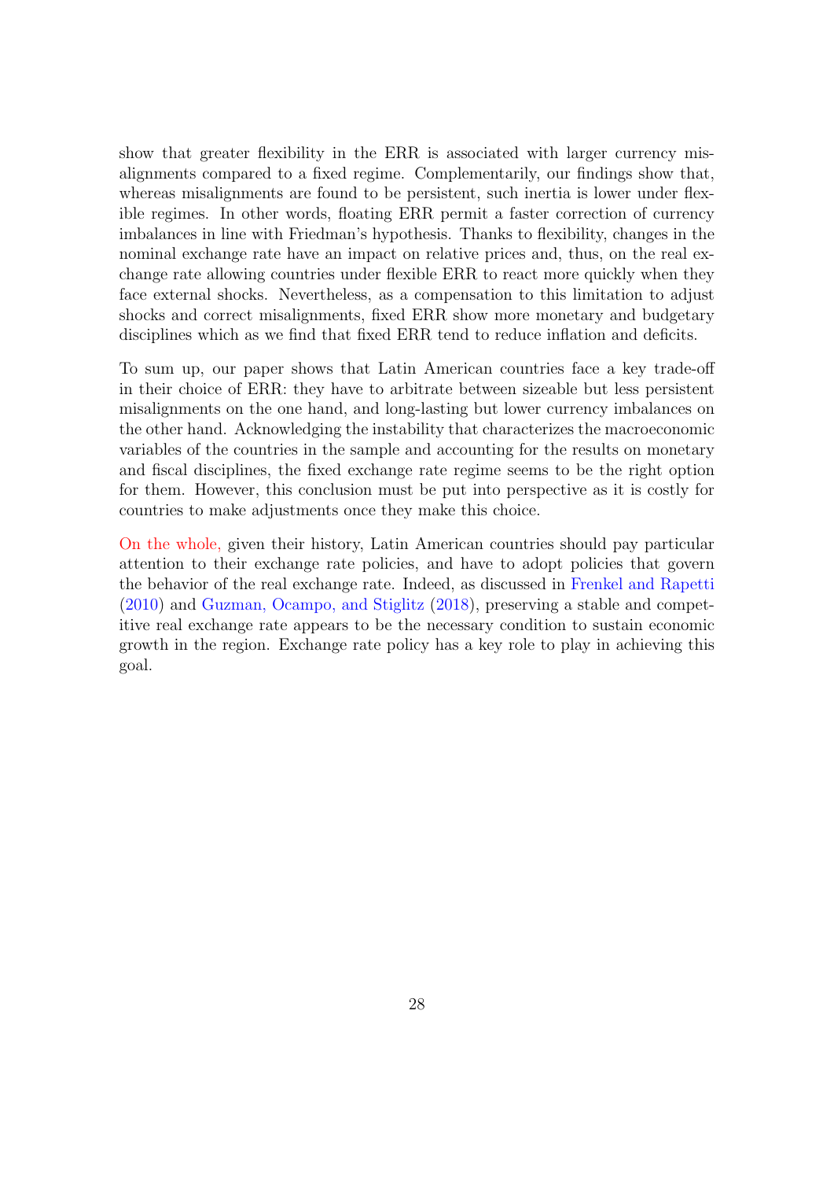show that greater flexibility in the ERR is associated with larger currency misalignments compared to a fixed regime. Complementarily, our findings show that, whereas misalignments are found to be persistent, such inertia is lower under flexible regimes. In other words, floating ERR permit a faster correction of currency imbalances in line with Friedman's hypothesis. Thanks to flexibility, changes in the nominal exchange rate have an impact on relative prices and, thus, on the real exchange rate allowing countries under flexible ERR to react more quickly when they face external shocks. Nevertheless, as a compensation to this limitation to adjust shocks and correct misalignments, fixed ERR show more monetary and budgetary disciplines which as we find that fixed ERR tend to reduce inflation and deficits.

To sum up, our paper shows that Latin American countries face a key trade-off in their choice of ERR: they have to arbitrate between sizeable but less persistent misalignments on the one hand, and long-lasting but lower currency imbalances on the other hand. Acknowledging the instability that characterizes the macroeconomic variables of the countries in the sample and accounting for the results on monetary and fiscal disciplines, the fixed exchange rate regime seems to be the right option for them. However, this conclusion must be put into perspective as it is costly for countries to make adjustments once they make this choice.

On the whole, given their history, Latin American countries should pay particular attention to their exchange rate policies, and have to adopt policies that govern the behavior of the real exchange rate. Indeed, as discussed in Frenkel and Rapetti (2010) and Guzman, Ocampo, and Stiglitz (2018), preserving a stable and competitive real exchange rate appears to be the necessary condition to sustain economic growth in the region. Exchange rate policy has a key role to play in achieving this goal.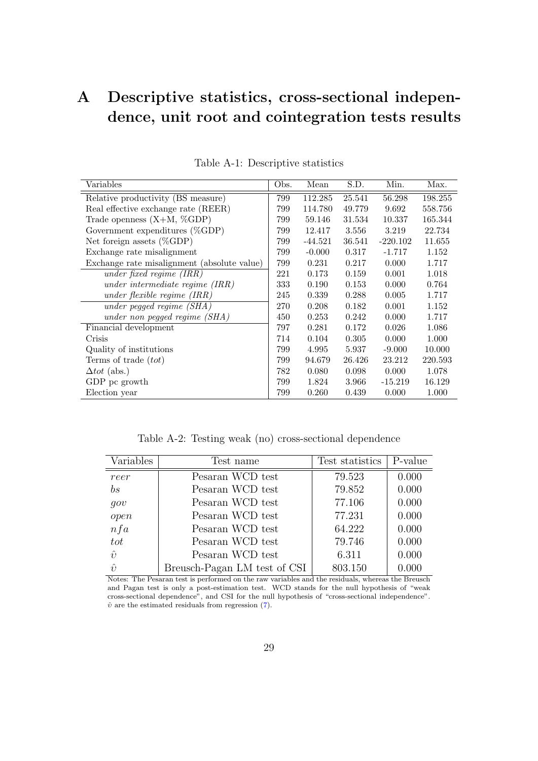// A Descriptive statistics, cross-sectional independence, unit root and cointegration tests results

Table A-1: Descriptive statistics

| Variables | Obs. | Mean | S.D. | Min. | Max. |
|---|---|---|---|---|---|
| Relative productivity (BS measure) | 799 | 112.285 | 25.541 | 56.298 | 198.255 |
| Real effective exchange rate (REER) | 799 | 114.780 | 49.779 | 9.692 | 558.756 |
| Trade openness (X+M, %GDP) | 799 | 59.146 | 31.534 | 10.337 | 165.344 |
| Government expenditures (%GDP) | 799 | 12.417 | 3.556 | 3.219 | 22.734 |
| Net foreign assets (%GDP) | 799 | -44.521 | 36.541 | -220.102 | 11.655 |
| Exchange rate misalignment | 799 | -0.000 | 0.317 | -1.717 | 1.152 |
| Exchange rate misalignment (absolute value) | 799 | 0.231 | 0.217 | 0.000 | 1.717 |
| *under fixed regime (IRR)* | 221 | 0.173 | 0.159 | 0.001 | 1.018 |
| *under intermediate regime (IRR)* | 333 | 0.190 | 0.153 | 0.000 | 0.764 |
| *under flexible regime (IRR)* | 245 | 0.339 | 0.288 | 0.005 | 1.717 |
| *under pegged regime (SHA)* | 270 | 0.208 | 0.182 | 0.001 | 1.152 |
| *under non pegged regime (SHA)* | 450 | 0.253 | 0.242 | 0.000 | 1.717 |
| Financial development | 797 | 0.281 | 0.172 | 0.026 | 1.086 |
| Crisis | 714 | 0.104 | 0.305 | 0.000 | 1.000 |
| Quality of institutions | 799 | 4.995 | 5.937 | -9.000 | 10.000 |
| Terms of trade ($tot$) | 799 | 94.679 | 26.426 | 23.212 | 220.593 |
| $\Delta tot$ (abs.) | 782 | 0.080 | 0.098 | 0.000 | 1.078 |
| GDP pc growth | 799 | 1.824 | 3.966 | -15.219 | 16.129 |
| Election year | 799 | 0.260 | 0.439 | 0.000 | 1.000 |

Table A-2: Testing weak (no) cross-sectional dependence

| Variables | Test name | Test statistics | P-value |
|---|---|---|---|
| $reer$ | Pesaran WCD test | 79.523 | 0.000 |
| $bs$ | Pesaran WCD test | 79.852 | 0.000 |
| $gov$ | Pesaran WCD test | 77.106 | 0.000 |
| $open$ | Pesaran WCD test | 77.231 | 0.000 |
| $nfa$ | Pesaran WCD test | 64.222 | 0.000 |
| $tot$ | Pesaran WCD test | 79.746 | 0.000 |
| $\hat{\upsilon}$ | Pesaran WCD test | 6.311 | 0.000 |
| $\hat{\upsilon}$ | Breusch-Pagan LM test of CSI | 803.150 | 0.000 |

Notes: The Pesaran test is performed on the raw variables and the residuals, whereas the Breusch and Pagan test is only a post-estimation test. WCD stands for the null hypothesis of "weak cross-sectional dependence", and CSI for the null hypothesis of "cross-sectional independence". $\hat{\upsilon}$ are the estimated residuals from regression (7).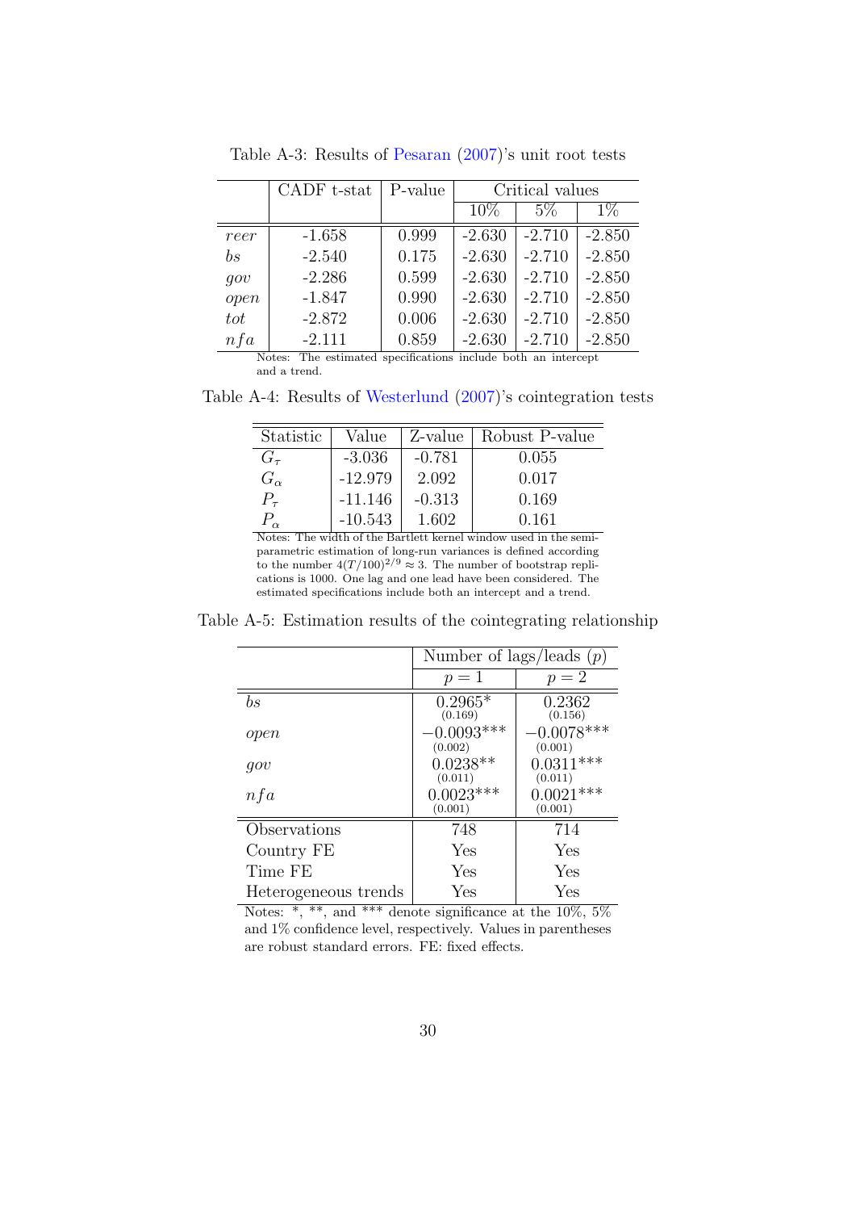Table A-3: Results of Pesaran (2007)'s unit root tests

| | CADF t-stat | P-value | Critical values | | |
|---|---|---|---|---|---|
| | | | 10% | 5% | 1% |
| *reer* | -1.658 | 0.999 | -2.630 | -2.710 | -2.850 |
| *bs* | -2.540 | 0.175 | -2.630 | -2.710 | -2.850 |
| *gov* | -2.286 | 0.599 | -2.630 | -2.710 | -2.850 |
| *open* | -1.847 | 0.990 | -2.630 | -2.710 | -2.850 |
| *tot* | -2.872 | 0.006 | -2.630 | -2.710 | -2.850 |
| *nfa* | -2.111 | 0.859 | -2.630 | -2.710 | -2.850 |

Notes: The estimated specifications include both an intercept and a trend.

Table A-4: Results of Westerlund (2007)'s cointegration tests

| Statistic | Value | Z-value | Robust P-value |
|---|---|---|---|
| $G_\tau$ | -3.036 | -0.781 | 0.055 |
| $G_\alpha$ | -12.979 | 2.092 | 0.017 |
| $P_\tau$ | -11.146 | -0.313 | 0.169 |
| $P_\alpha$ | -10.543 | 1.602 | 0.161 |

Notes: The width of the Bartlett kernel window used in the semi-parametric estimation of long-run variances is defined according to the number $4(T/100)^{2/9} \approx 3$. The number of bootstrap replications is 1000. One lag and one lead have been considered. The estimated specifications include both an intercept and a trend.

Table A-5: Estimation results of the cointegrating relationship

| | Number of lags/leads ($p$) | |
|---|---|---|
| | $p = 1$ | $p = 2$ |
| *bs* | $0.2965^{*}$ (0.169) | $0.2362$ (0.156) |
| *open* | $-0.0093^{***}$ (0.002) | $-0.0078^{***}$ (0.001) |
| *gov* | $0.0238^{**}$ (0.011) | $0.0311^{***}$ (0.011) |
| *nfa* | $0.0023^{***}$ (0.001) | $0.0021^{***}$ (0.001) |
| Observations | 748 | 714 |
| Country FE | Yes | Yes |
| Time FE | Yes | Yes |
| Heterogeneous trends | Yes | Yes |

Notes: *, **, and *** denote significance at the 10%, 5% and 1% confidence level, respectively. Values in parentheses are robust standard errors. FE: fixed effects.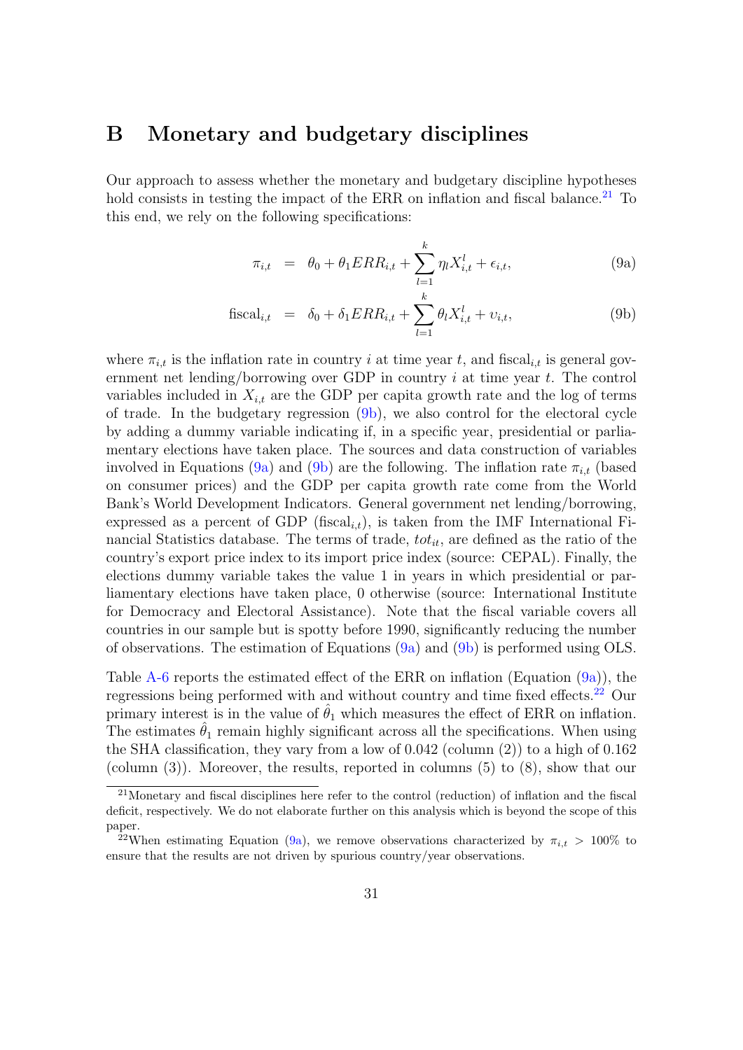# B Monetary and budgetary disciplines

Our approach to assess whether the monetary and budgetary discipline hypotheses hold consists in testing the impact of the ERR on inflation and fiscal balance.[21] To this end, we rely on the following specifications:

$$\pi_{i,t} = \theta_0 + \theta_1 ERR_{i,t} + \sum_{l=1}^{k} \eta_l X_{i,t}^l + \epsilon_{i,t}, \tag{9a}$$

$$\text{fiscal}_{i,t} = \delta_0 + \delta_1 ERR_{i,t} + \sum_{l=1}^{k} \theta_l X_{i,t}^l + \upsilon_{i,t}, \tag{9b}$$

where $\pi_{i,t}$ is the inflation rate in country $i$ at time year $t$, and $\text{fiscal}_{i,t}$ is general government net lending/borrowing over GDP in country $i$ at time year $t$. The control variables included in $X_{i,t}$ are the GDP per capita growth rate and the log of terms of trade. In the budgetary regression (9b), we also control for the electoral cycle by adding a dummy variable indicating if, in a specific year, presidential or parliamentary elections have taken place. The sources and data construction of variables involved in Equations (9a) and (9b) are the following. The inflation rate $\pi_{i,t}$ (based on consumer prices) and the GDP per capita growth rate come from the World Bank's World Development Indicators. General government net lending/borrowing, expressed as a percent of GDP ($\text{fiscal}_{i,t}$), is taken from the IMF International Financial Statistics database. The terms of trade, $tot_{it}$, are defined as the ratio of the country's export price index to its import price index (source: CEPAL). Finally, the elections dummy variable takes the value 1 in years in which presidential or parliamentary elections have taken place, 0 otherwise (source: International Institute for Democracy and Electoral Assistance). Note that the fiscal variable covers all countries in our sample but is spotty before 1990, significantly reducing the number of observations. The estimation of Equations (9a) and (9b) is performed using OLS.

Table A-6 reports the estimated effect of the ERR on inflation (Equation (9a)), the regressions being performed with and without country and time fixed effects.[22] Our primary interest is in the value of $\hat{\theta}_1$ which measures the effect of ERR on inflation. The estimates $\hat{\theta}_1$ remain highly significant across all the specifications. When using the SHA classification, they vary from a low of 0.042 (column (2)) to a high of 0.162 (column (3)). Moreover, the results, reported in columns (5) to (8), show that our

[21] Monetary and fiscal disciplines here refer to the control (reduction) of inflation and the fiscal deficit, respectively. We do not elaborate further on this analysis which is beyond the scope of this paper.

[22] When estimating Equation (9a), we remove observations characterized by $\pi_{i,t} > 100\%$ to ensure that the results are not driven by spurious country/year observations.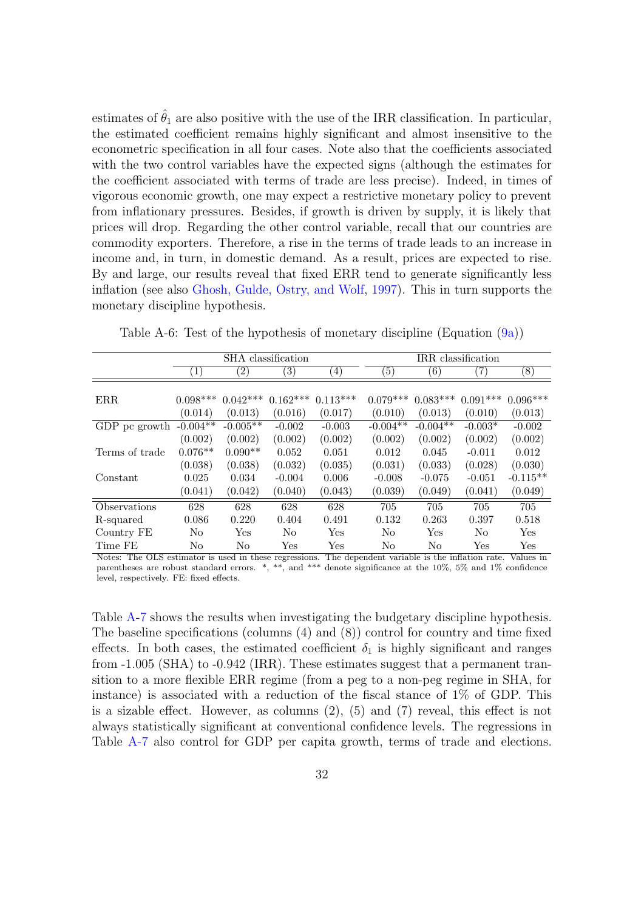estimates of $\hat{\theta}_1$ are also positive with the use of the IRR classification. In particular, the estimated coefficient remains highly significant and almost insensitive to the econometric specification in all four cases. Note also that the coefficients associated with the two control variables have the expected signs (although the estimates for the coefficient associated with terms of trade are less precise). Indeed, in times of vigorous economic growth, one may expect a restrictive monetary policy to prevent from inflationary pressures. Besides, if growth is driven by supply, it is likely that prices will drop. Regarding the other control variable, recall that our countries are commodity exporters. Therefore, a rise in the terms of trade leads to an increase in income and, in turn, in domestic demand. As a result, prices are expected to rise. By and large, our results reveal that fixed ERR tend to generate significantly less inflation (see also Ghosh, Gulde, Ostry, and Wolf, 1997). This in turn supports the monetary discipline hypothesis.

Table A-6: Test of the hypothesis of monetary discipline (Equation (9a))

| | SHA classification | | | | IRR classification | | | |
|---|---|---|---|---|---|---|---|---|
| | (1) | (2) | (3) | (4) | (5) | (6) | (7) | (8) |
| ERR | 0.098*** | 0.042*** | 0.162*** | 0.113*** | 0.079*** | 0.083*** | 0.091*** | 0.096*** |
| | (0.014) | (0.013) | (0.016) | (0.017) | (0.010) | (0.013) | (0.010) | (0.013) |
| GDP pc growth | -0.004** | -0.005** | -0.002 | -0.003 | -0.004** | -0.004** | -0.003* | -0.002 |
| | (0.002) | (0.002) | (0.002) | (0.002) | (0.002) | (0.002) | (0.002) | (0.002) |
| Terms of trade | 0.076** | 0.090** | 0.052 | 0.051 | 0.012 | 0.045 | -0.011 | 0.012 |
| | (0.038) | (0.038) | (0.032) | (0.035) | (0.031) | (0.033) | (0.028) | (0.030) |
| Constant | 0.025 | 0.034 | -0.004 | 0.006 | -0.008 | -0.075 | -0.051 | -0.115** |
| | (0.041) | (0.042) | (0.040) | (0.043) | (0.039) | (0.049) | (0.041) | (0.049) |
| Observations | 628 | 628 | 628 | 628 | 705 | 705 | 705 | 705 |
| R-squared | 0.086 | 0.220 | 0.404 | 0.491 | 0.132 | 0.263 | 0.397 | 0.518 |
| Country FE | No | Yes | No | Yes | No | Yes | No | Yes |
| Time FE | No | No | Yes | Yes | No | No | Yes | Yes |

Notes: The OLS estimator is used in these regressions. The dependent variable is the inflation rate. Values in parentheses are robust standard errors. *, **, and *** denote significance at the 10%, 5% and 1% confidence level, respectively. FE: fixed effects.

Table A-7 shows the results when investigating the budgetary discipline hypothesis. The baseline specifications (columns (4) and (8)) control for country and time fixed effects. In both cases, the estimated coefficient $\delta_1$ is highly significant and ranges from -1.005 (SHA) to -0.942 (IRR). These estimates suggest that a permanent transition to a more flexible ERR regime (from a peg to a non-peg regime in SHA, for instance) is associated with a reduction of the fiscal stance of 1% of GDP. This is a sizable effect. However, as columns (2), (5) and (7) reveal, this effect is not always statistically significant at conventional confidence levels. The regressions in Table A-7 also control for GDP per capita growth, terms of trade and elections.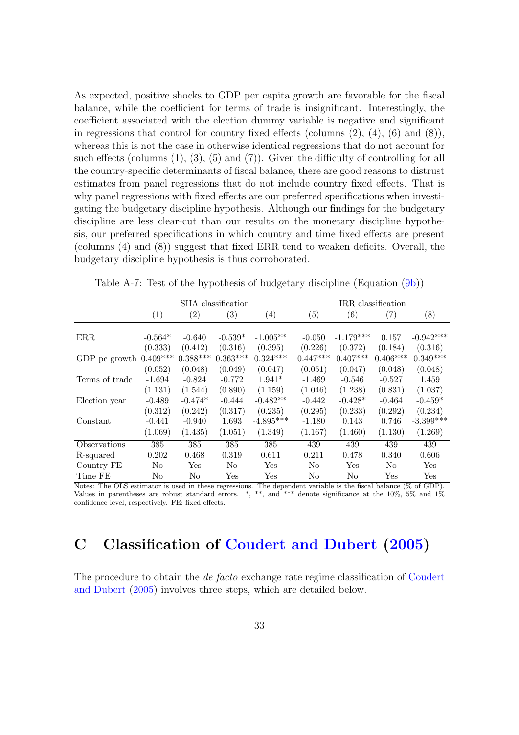As expected, positive shocks to GDP per capita growth are favorable for the fiscal balance, while the coefficient for terms of trade is insignificant. Interestingly, the coefficient associated with the election dummy variable is negative and significant in regressions that control for country fixed effects (columns (2), (4), (6) and (8)), whereas this is not the case in otherwise identical regressions that do not account for such effects (columns (1), (3), (5) and (7)). Given the difficulty of controlling for all the country-specific determinants of fiscal balance, there are good reasons to distrust estimates from panel regressions that do not include country fixed effects. That is why panel regressions with fixed effects are our preferred specifications when investigating the budgetary discipline hypothesis. Although our findings for the budgetary discipline are less clear-cut than our results on the monetary discipline hypothesis, our preferred specifications in which country and time fixed effects are present (columns (4) and (8)) suggest that fixed ERR tend to weaken deficits. Overall, the budgetary discipline hypothesis is thus corroborated.

Table A-7: Test of the hypothesis of budgetary discipline (Equation (9b))

| | SHA classification | | | | IRR classification | | | |
|---|---|---|---|---|---|---|---|---|
| | (1) | (2) | (3) | (4) | (5) | (6) | (7) | (8) |
| ERR | -0.564* | -0.640 | -0.539* | -1.005** | -0.050 | -1.179*** | 0.157 | -0.942*** |
| | (0.333) | (0.412) | (0.316) | (0.395) | (0.226) | (0.372) | (0.184) | (0.316) |
| GDP pc growth | 0.409*** | 0.388*** | 0.363*** | 0.324*** | 0.447*** | 0.407*** | 0.406*** | 0.349*** |
| | (0.052) | (0.048) | (0.049) | (0.047) | (0.051) | (0.047) | (0.048) | (0.048) |
| Terms of trade | -1.694 | -0.824 | -0.772 | 1.941* | -1.469 | -0.546 | -0.527 | 1.459 |
| | (1.131) | (1.544) | (0.890) | (1.159) | (1.046) | (1.238) | (0.831) | (1.037) |
| Election year | -0.489 | -0.474* | -0.444 | -0.482** | -0.442 | -0.428* | -0.464 | -0.459* |
| | (0.312) | (0.242) | (0.317) | (0.235) | (0.295) | (0.233) | (0.292) | (0.234) |
| Constant | -0.441 | -0.940 | 1.693 | -4.895*** | -1.180 | 0.143 | 0.746 | -3.399*** |
| | (1.069) | (1.435) | (1.051) | (1.349) | (1.167) | (1.460) | (1.130) | (1.269) |
| Observations | 385 | 385 | 385 | 385 | 439 | 439 | 439 | 439 |
| R-squared | 0.202 | 0.468 | 0.319 | 0.611 | 0.211 | 0.478 | 0.340 | 0.606 |
| Country FE | No | Yes | No | Yes | No | Yes | No | Yes |
| Time FE | No | No | Yes | Yes | No | No | Yes | Yes |

Notes: The OLS estimator is used in these regressions. The dependent variable is the fiscal balance (% of GDP). Values in parentheses are robust standard errors. *, **, and *** denote significance at the 10%, 5% and 1% confidence level, respectively. FE: fixed effects.

# C Classification of Coudert and Dubert (2005)

The procedure to obtain the *de facto* exchange rate regime classification of Coudert and Dubert (2005) involves three steps, which are detailed below.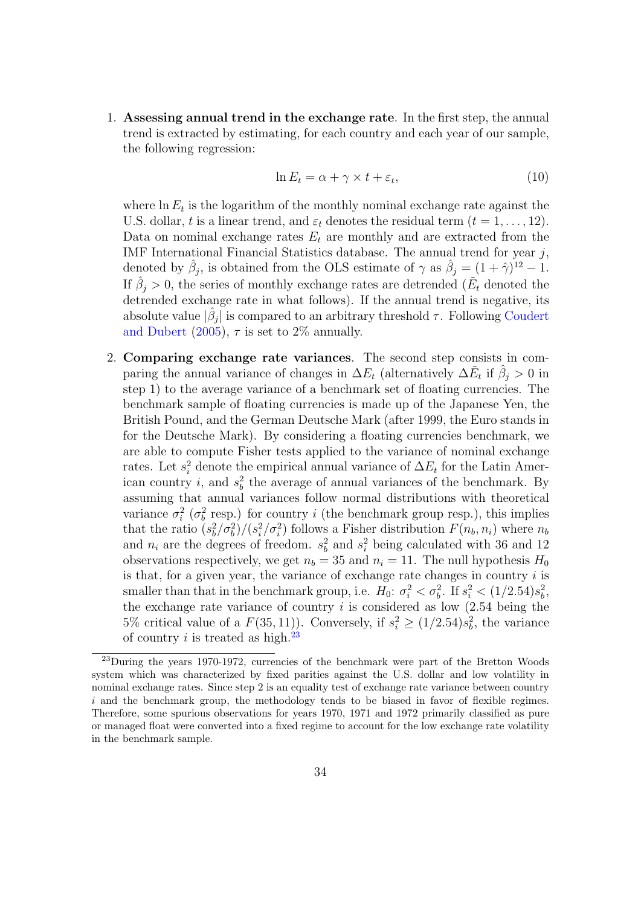1. **Assessing annual trend in the exchange rate**. In the first step, the annual trend is extracted by estimating, for each country and each year of our sample, the following regression:

$$\ln E_t = \alpha + \gamma \times t + \varepsilon_t, \tag{10}$$

where $\ln E_t$ is the logarithm of the monthly nominal exchange rate against the U.S. dollar, $t$ is a linear trend, and $\varepsilon_t$ denotes the residual term ($t = 1, \ldots, 12$). Data on nominal exchange rates $E_t$ are monthly and are extracted from the IMF International Financial Statistics database. The annual trend for year $j$, denoted by $\hat{\beta}_j$, is obtained from the OLS estimate of $\gamma$ as $\hat{\beta}_j = (1+\hat{\gamma})^{12} - 1$. If $\hat{\beta}_j > 0$, the series of monthly exchange rates are detrended ($\tilde{E}_t$ denoted the detrended exchange rate in what follows). If the annual trend is negative, its absolute value $|\hat{\beta}_j|$ is compared to an arbitrary threshold $\tau$. Following Coudert and Dubert (2005), $\tau$ is set to 2% annually.

2. **Comparing exchange rate variances**. The second step consists in comparing the annual variance of changes in $\Delta E_t$ (alternatively $\Delta \tilde{E}_t$ if $\hat{\beta}_j > 0$ in step 1) to the average variance of a benchmark set of floating currencies. The benchmark sample of floating currencies is made up of the Japanese Yen, the British Pound, and the German Deutsche Mark (after 1999, the Euro stands in for the Deutsche Mark). By considering a floating currencies benchmark, we are able to compute Fisher tests applied to the variance of nominal exchange rates. Let $s_i^2$ denote the empirical annual variance of $\Delta E_t$ for the Latin American country $i$, and $s_b^2$ the average of annual variances of the benchmark. By assuming that annual variances follow normal distributions with theoretical variance $\sigma_i^2$ ($\sigma_b^2$ resp.) for country $i$ (the benchmark group resp.), this implies that the ratio $(s_b^2/\sigma_b^2)/(s_i^2/\sigma_i^2)$ follows a Fisher distribution $F(n_b, n_i)$ where $n_b$ and $n_i$ are the degrees of freedom. $s_b^2$ and $s_i^2$ being calculated with 36 and 12 observations respectively, we get $n_b = 35$ and $n_i = 11$. The null hypothesis $H_0$ is that, for a given year, the variance of exchange rate changes in country $i$ is smaller than that in the benchmark group, i.e. $H_0$: $\sigma_i^2 < \sigma_b^2$. If $s_i^2 < (1/2.54)s_b^2$, the exchange rate variance of country $i$ is considered as low (2.54 being the 5% critical value of a $F(35, 11)$). Conversely, if $s_i^2 \geq (1/2.54)s_b^2$, the variance of country $i$ is treated as high.[23]

[23] During the years 1970-1972, currencies of the benchmark were part of the Bretton Woods system which was characterized by fixed parities against the U.S. dollar and low volatility in nominal exchange rates. Since step 2 is an equality test of exchange rate variance between country $i$ and the benchmark group, the methodology tends to be biased in favor of flexible regimes. Therefore, some spurious observations for years 1970, 1971 and 1972 primarily classified as pure or managed float were converted into a fixed regime to account for the low exchange rate volatility in the benchmark sample.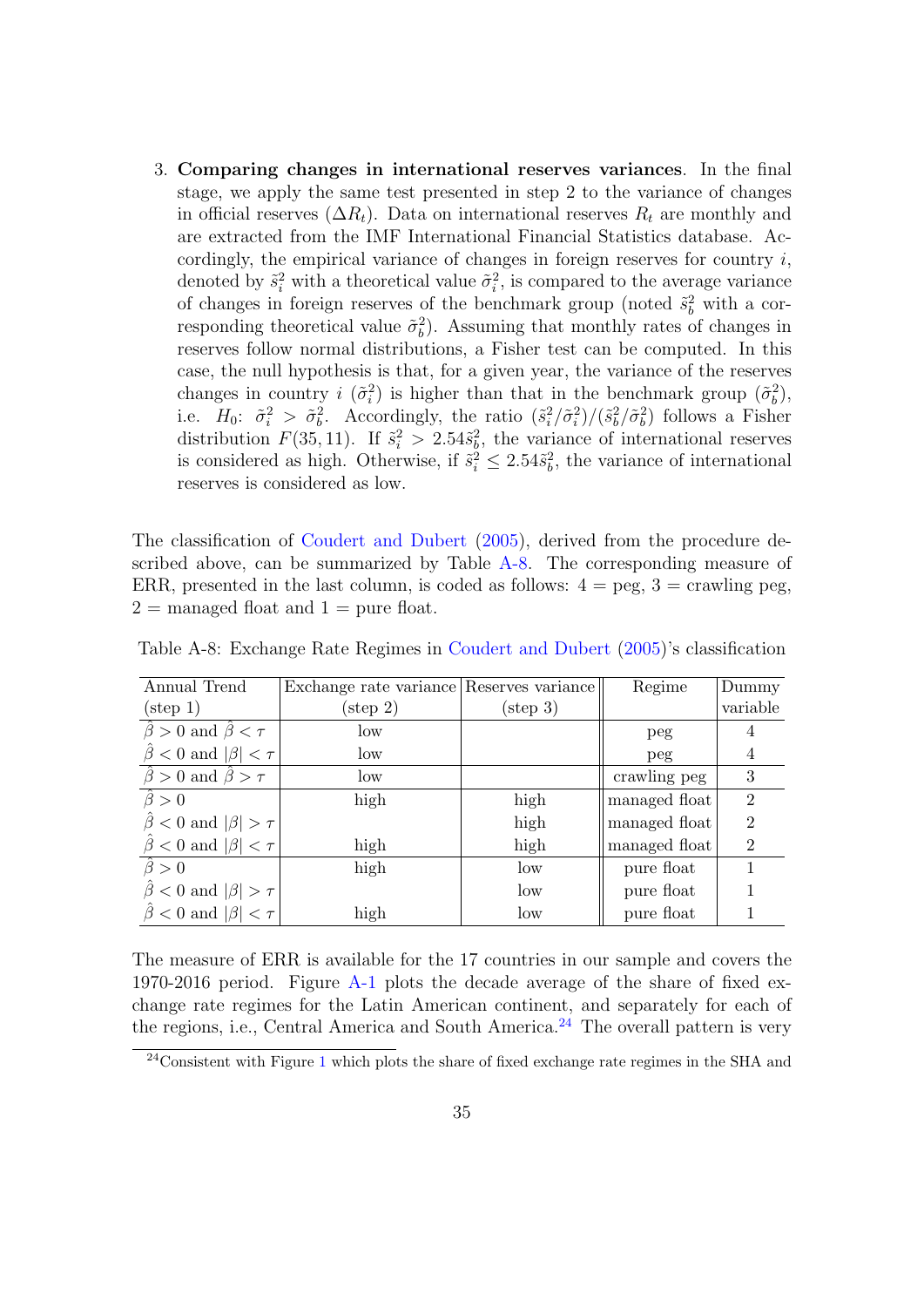3. **Comparing changes in international reserves variances**. In the final stage, we apply the same test presented in step 2 to the variance of changes in official reserves ($\Delta R_t$). Data on international reserves $R_t$ are monthly and are extracted from the IMF International Financial Statistics database. Accordingly, the empirical variance of changes in foreign reserves for country $i$, denoted by $\tilde{s}_i^2$ with a theoretical value $\tilde{\sigma}_i^2$, is compared to the average variance of changes in foreign reserves of the benchmark group (noted $\tilde{s}_b^2$ with a corresponding theoretical value $\tilde{\sigma}_b^2$). Assuming that monthly rates of changes in reserves follow normal distributions, a Fisher test can be computed. In this case, the null hypothesis is that, for a given year, the variance of the reserves changes in country $i$ ($\tilde{\sigma}_i^2$) is higher than that in the benchmark group ($\tilde{\sigma}_b^2$), i.e. $H_0$: $\tilde{\sigma}_i^2 > \tilde{\sigma}_b^2$. Accordingly, the ratio $(\tilde{s}_i^2/\tilde{\sigma}_i^2)/(\tilde{s}_b^2/\tilde{\sigma}_b^2)$ follows a Fisher distribution $F(35, 11)$. If $\tilde{s}_i^2 > 2.54\tilde{s}_b^2$, the variance of international reserves is considered as high. Otherwise, if $\tilde{s}_i^2 \leq 2.54\tilde{s}_b^2$, the variance of international reserves is considered as low.

The classification of Coudert and Dubert (2005), derived from the procedure described above, can be summarized by Table A-8. The corresponding measure of ERR, presented in the last column, is coded as follows: 4 = peg, 3 = crawling peg, 2 = managed float and 1 = pure float.

Table A-8: Exchange Rate Regimes in Coudert and Dubert (2005)'s classification

| Annual Trend (step 1) | Exchange rate variance (step 2) | Reserves variance (step 3) | Regime | Dummy variable |
|---|---|---|---|---|
| $\hat{\beta} > 0$ and $\hat{\beta} < \tau$ | low | | peg | 4 |
| $\hat{\beta} < 0$ and $\lvert\beta\rvert < \tau$ | low | | peg | 4 |
| $\hat{\beta} > 0$ and $\hat{\beta} > \tau$ | low | | crawling peg | 3 |
| $\hat{\beta} > 0$ | high | high | managed float | 2 |
| $\hat{\beta} < 0$ and $\lvert\beta\rvert > \tau$ | | high | managed float | 2 |
| $\hat{\beta} < 0$ and $\lvert\beta\rvert < \tau$ | high | high | managed float | 2 |
| $\hat{\beta} > 0$ | high | low | pure float | 1 |
| $\hat{\beta} < 0$ and $\lvert\beta\rvert > \tau$ | | low | pure float | 1 |
| $\hat{\beta} < 0$ and $\lvert\beta\rvert < \tau$ | high | low | pure float | 1 |

The measure of ERR is available for the 17 countries in our sample and covers the 1970-2016 period. Figure A-1 plots the decade average of the share of fixed exchange rate regimes for the Latin American continent, and separately for each of the regions, i.e., Central America and South America.[24] The overall pattern is very

[24] Consistent with Figure 1 which plots the share of fixed exchange rate regimes in the SHA and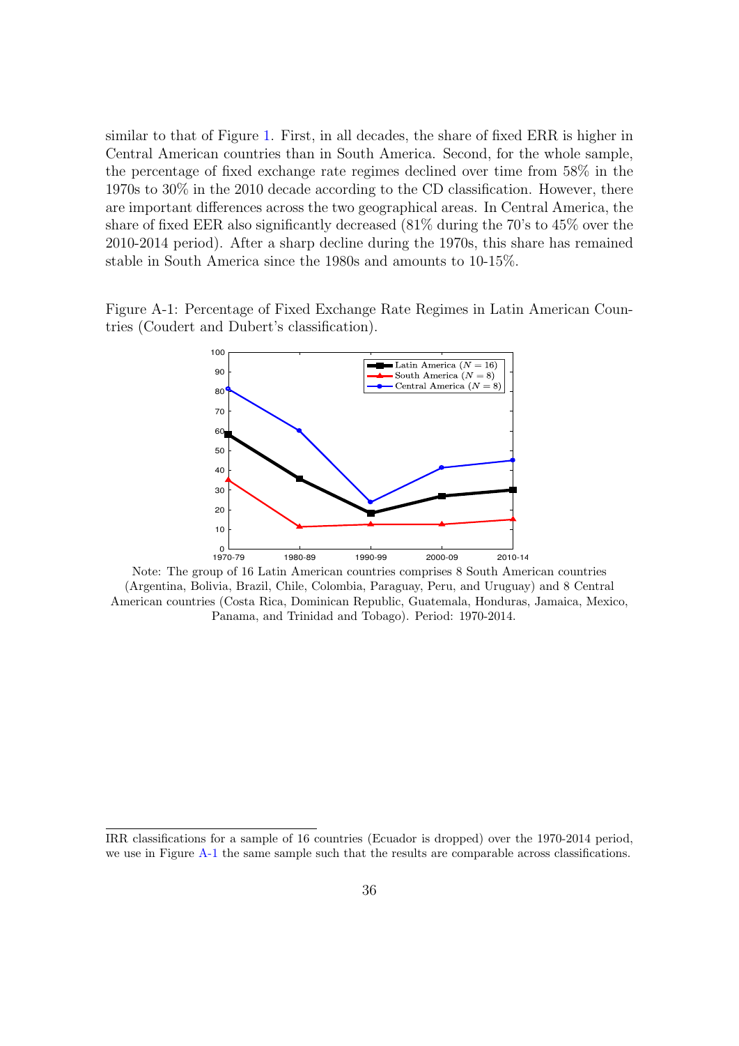similar to that of Figure 1. First, in all decades, the share of fixed ERR is higher in Central American countries than in South America. Second, for the whole sample, the percentage of fixed exchange rate regimes declined over time from 58% in the 1970s to 30% in the 2010 decade according to the CD classification. However, there are important differences across the two geographical areas. In Central America, the share of fixed EER also significantly decreased (81% during the 70's to 45% over the 2010-2014 period). After a sharp decline during the 1970s, this share has remained stable in South America since the 1980s and amounts to 10-15%.

Figure A-1: Percentage of Fixed Exchange Rate Regimes in Latin American Countries (Coudert and Dubert's classification).

Note: The group of 16 Latin American countries comprises 8 South American countries (Argentina, Bolivia, Brazil, Chile, Colombia, Paraguay, Peru, and Uruguay) and 8 Central American countries (Costa Rica, Dominican Republic, Guatemala, Honduras, Jamaica, Mexico, Panama, and Trinidad and Tobago). Period: 1970-2014.

IRR classifications for a sample of 16 countries (Ecuador is dropped) over the 1970-2014 period, we use in Figure A-1 the same sample such that the results are comparable across classifications.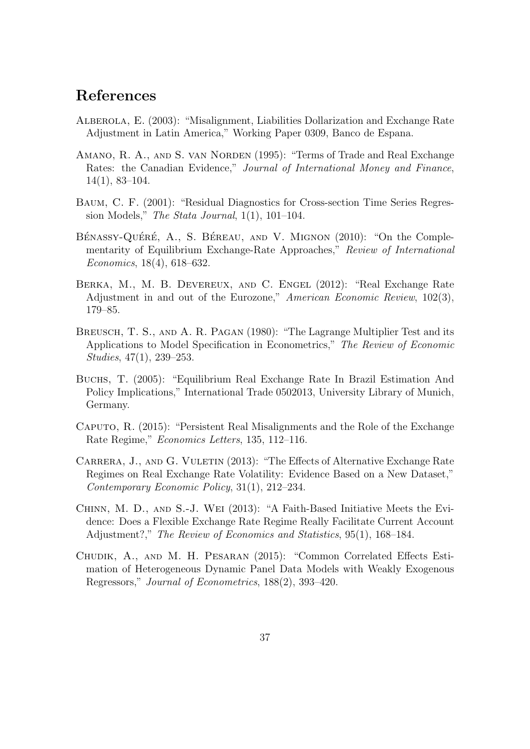# References

Alberola, E. (2003): "Misalignment, Liabilities Dollarization and Exchange Rate Adjustment in Latin America," Working Paper 0309, Banco de Espana.

Amano, R. A., and S. van Norden (1995): "Terms of Trade and Real Exchange Rates: the Canadian Evidence," *Journal of International Money and Finance*, 14(1), 83–104.

Baum, C. F. (2001): "Residual Diagnostics for Cross-section Time Series Regression Models," *The Stata Journal*, 1(1), 101–104.

Bénassy-Quéré, A., S. Béreau, and V. Mignon (2010): "On the Complementarity of Equilibrium Exchange-Rate Approaches," *Review of International Economics*, 18(4), 618–632.

Berka, M., M. B. Devereux, and C. Engel (2012): "Real Exchange Rate Adjustment in and out of the Eurozone," *American Economic Review*, 102(3), 179–85.

Breusch, T. S., and A. R. Pagan (1980): "The Lagrange Multiplier Test and its Applications to Model Specification in Econometrics," *The Review of Economic Studies*, 47(1), 239–253.

Buchs, T. (2005): "Equilibrium Real Exchange Rate In Brazil Estimation And Policy Implications," International Trade 0502013, University Library of Munich, Germany.

Caputo, R. (2015): "Persistent Real Misalignments and the Role of the Exchange Rate Regime," *Economics Letters*, 135, 112–116.

Carrera, J., and G. Vuletin (2013): "The Effects of Alternative Exchange Rate Regimes on Real Exchange Rate Volatility: Evidence Based on a New Dataset," *Contemporary Economic Policy*, 31(1), 212–234.

Chinn, M. D., and S.-J. Wei (2013): "A Faith-Based Initiative Meets the Evidence: Does a Flexible Exchange Rate Regime Really Facilitate Current Account Adjustment?," *The Review of Economics and Statistics*, 95(1), 168–184.

Chudik, A., and M. H. Pesaran (2015): "Common Correlated Effects Estimation of Heterogeneous Dynamic Panel Data Models with Weakly Exogenous Regressors," *Journal of Econometrics*, 188(2), 393–420.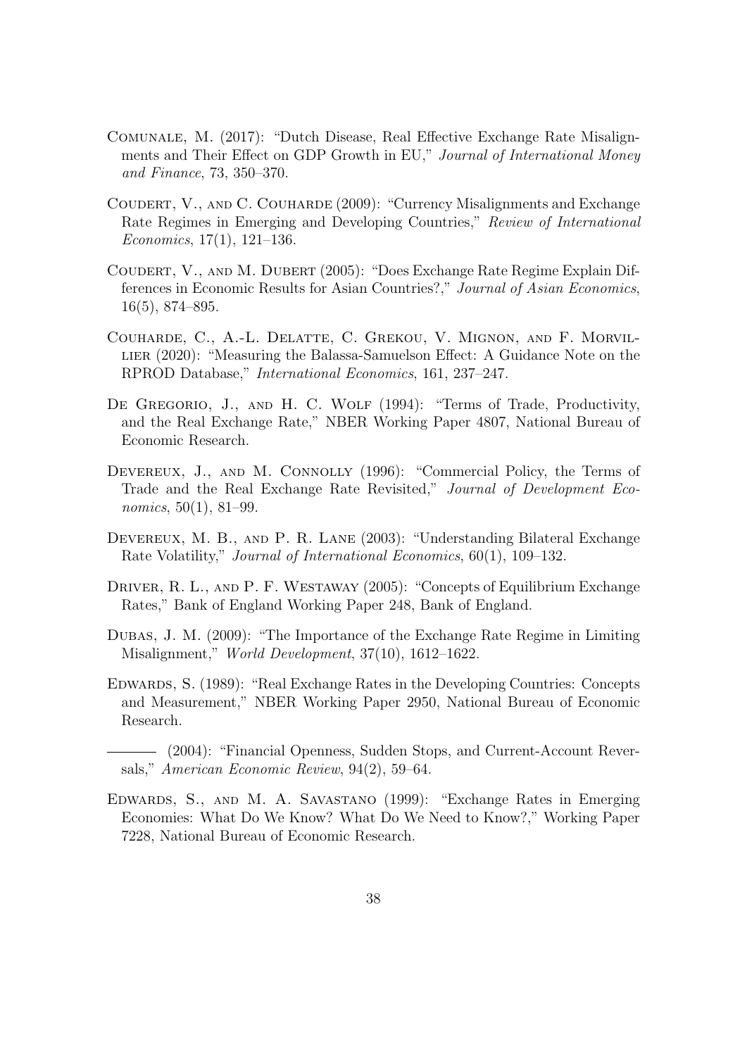Comunale, M. (2017): "Dutch Disease, Real Effective Exchange Rate Misalignments and Their Effect on GDP Growth in EU," *Journal of International Money and Finance*, 73, 350–370.

Coudert, V., and C. Couharde (2009): "Currency Misalignments and Exchange Rate Regimes in Emerging and Developing Countries," *Review of International Economics*, 17(1), 121–136.

Coudert, V., and M. Dubert (2005): "Does Exchange Rate Regime Explain Differences in Economic Results for Asian Countries?," *Journal of Asian Economics*, 16(5), 874–895.

Couharde, C., A.-L. Delatte, C. Grekou, V. Mignon, and F. Morvillier (2020): "Measuring the Balassa-Samuelson Effect: A Guidance Note on the RPROD Database," *International Economics*, 161, 237–247.

De Gregorio, J., and H. C. Wolf (1994): "Terms of Trade, Productivity, and the Real Exchange Rate," NBER Working Paper 4807, National Bureau of Economic Research.

Devereux, J., and M. Connolly (1996): "Commercial Policy, the Terms of Trade and the Real Exchange Rate Revisited," *Journal of Development Economics*, 50(1), 81–99.

Devereux, M. B., and P. R. Lane (2003): "Understanding Bilateral Exchange Rate Volatility," *Journal of International Economics*, 60(1), 109–132.

Driver, R. L., and P. F. Westaway (2005): "Concepts of Equilibrium Exchange Rates," Bank of England Working Paper 248, Bank of England.

Dubas, J. M. (2009): "The Importance of the Exchange Rate Regime in Limiting Misalignment," *World Development*, 37(10), 1612–1622.

Edwards, S. (1989): "Real Exchange Rates in the Developing Countries: Concepts and Measurement," NBER Working Paper 2950, National Bureau of Economic Research.

——— (2004): "Financial Openness, Sudden Stops, and Current-Account Reversals," *American Economic Review*, 94(2), 59–64.

Edwards, S., and M. A. Savastano (1999): "Exchange Rates in Emerging Economies: What Do We Know? What Do We Need to Know?," Working Paper 7228, National Bureau of Economic Research.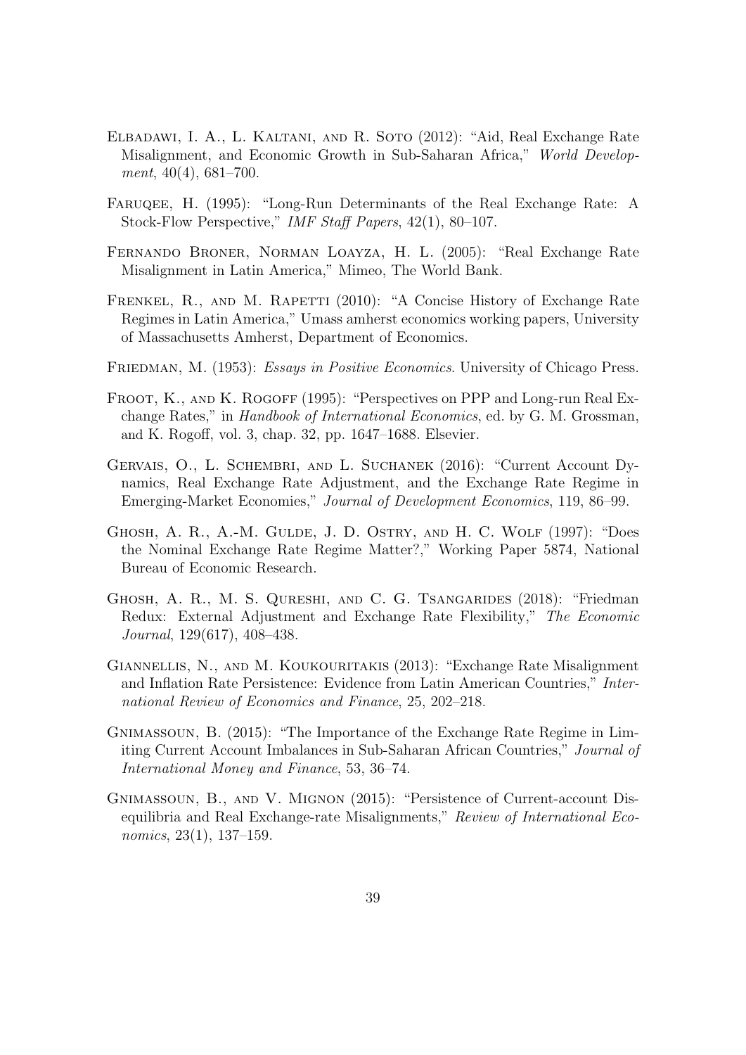Elbadawi, I. A., L. Kaltani, and R. Soto (2012): "Aid, Real Exchange Rate Misalignment, and Economic Growth in Sub-Saharan Africa," *World Development*, 40(4), 681–700.

Faruqee, H. (1995): "Long-Run Determinants of the Real Exchange Rate: A Stock-Flow Perspective," *IMF Staff Papers*, 42(1), 80–107.

Fernando Broner, Norman Loayza, H. L. (2005): "Real Exchange Rate Misalignment in Latin America," Mimeo, The World Bank.

Frenkel, R., and M. Rapetti (2010): "A Concise History of Exchange Rate Regimes in Latin America," Umass amherst economics working papers, University of Massachusetts Amherst, Department of Economics.

Friedman, M. (1953): *Essays in Positive Economics*. University of Chicago Press.

Froot, K., and K. Rogoff (1995): "Perspectives on PPP and Long-run Real Exchange Rates," in *Handbook of International Economics*, ed. by G. M. Grossman, and K. Rogoff, vol. 3, chap. 32, pp. 1647–1688. Elsevier.

Gervais, O., L. Schembri, and L. Suchanek (2016): "Current Account Dynamics, Real Exchange Rate Adjustment, and the Exchange Rate Regime in Emerging-Market Economies," *Journal of Development Economics*, 119, 86–99.

Ghosh, A. R., A.-M. Gulde, J. D. Ostry, and H. C. Wolf (1997): "Does the Nominal Exchange Rate Regime Matter?," Working Paper 5874, National Bureau of Economic Research.

Ghosh, A. R., M. S. Qureshi, and C. G. Tsangarides (2018): "Friedman Redux: External Adjustment and Exchange Rate Flexibility," *The Economic Journal*, 129(617), 408–438.

Giannellis, N., and M. Koukouritakis (2013): "Exchange Rate Misalignment and Inflation Rate Persistence: Evidence from Latin American Countries," *International Review of Economics and Finance*, 25, 202–218.

Gnimassoun, B. (2015): "The Importance of the Exchange Rate Regime in Limiting Current Account Imbalances in Sub-Saharan African Countries," *Journal of International Money and Finance*, 53, 36–74.

Gnimassoun, B., and V. Mignon (2015): "Persistence of Current-account Disequilibria and Real Exchange-rate Misalignments," *Review of International Economics*, 23(1), 137–159.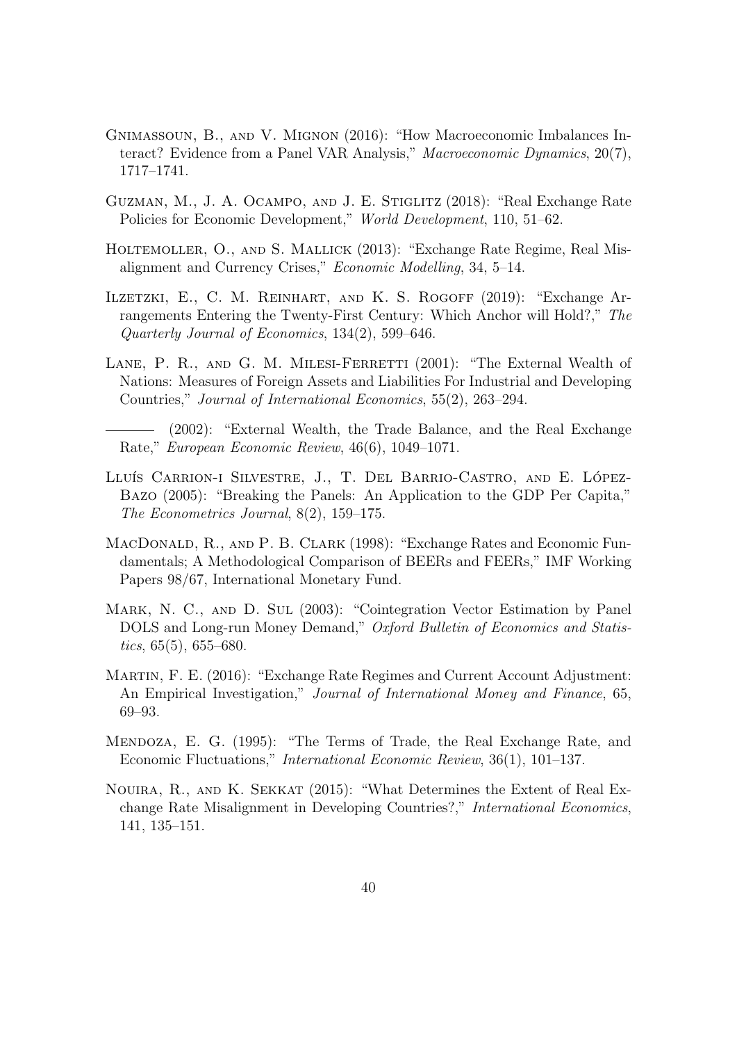Gnimassoun, B., and V. Mignon (2016): "How Macroeconomic Imbalances Interact? Evidence from a Panel VAR Analysis," *Macroeconomic Dynamics*, 20(7), 1717–1741.

Guzman, M., J. A. Ocampo, and J. E. Stiglitz (2018): "Real Exchange Rate Policies for Economic Development," *World Development*, 110, 51–62.

Holtemoller, O., and S. Mallick (2013): "Exchange Rate Regime, Real Misalignment and Currency Crises," *Economic Modelling*, 34, 5–14.

Ilzetzki, E., C. M. Reinhart, and K. S. Rogoff (2019): "Exchange Arrangements Entering the Twenty-First Century: Which Anchor will Hold?," *The Quarterly Journal of Economics*, 134(2), 599–646.

Lane, P. R., and G. M. Milesi-Ferretti (2001): "The External Wealth of Nations: Measures of Foreign Assets and Liabilities For Industrial and Developing Countries," *Journal of International Economics*, 55(2), 263–294.

——— (2002): "External Wealth, the Trade Balance, and the Real Exchange Rate," *European Economic Review*, 46(6), 1049–1071.

Lluís Carrion-i Silvestre, J., T. Del Barrio-Castro, and E. López-Bazo (2005): "Breaking the Panels: An Application to the GDP Per Capita," *The Econometrics Journal*, 8(2), 159–175.

MacDonald, R., and P. B. Clark (1998): "Exchange Rates and Economic Fundamentals; A Methodological Comparison of BEERs and FEERs," IMF Working Papers 98/67, International Monetary Fund.

Mark, N. C., and D. Sul (2003): "Cointegration Vector Estimation by Panel DOLS and Long-run Money Demand," *Oxford Bulletin of Economics and Statistics*, 65(5), 655–680.

Martin, F. E. (2016): "Exchange Rate Regimes and Current Account Adjustment: An Empirical Investigation," *Journal of International Money and Finance*, 65, 69–93.

Mendoza, E. G. (1995): "The Terms of Trade, the Real Exchange Rate, and Economic Fluctuations," *International Economic Review*, 36(1), 101–137.

Nouira, R., and K. Sekkat (2015): "What Determines the Extent of Real Exchange Rate Misalignment in Developing Countries?," *International Economics*, 141, 135–151.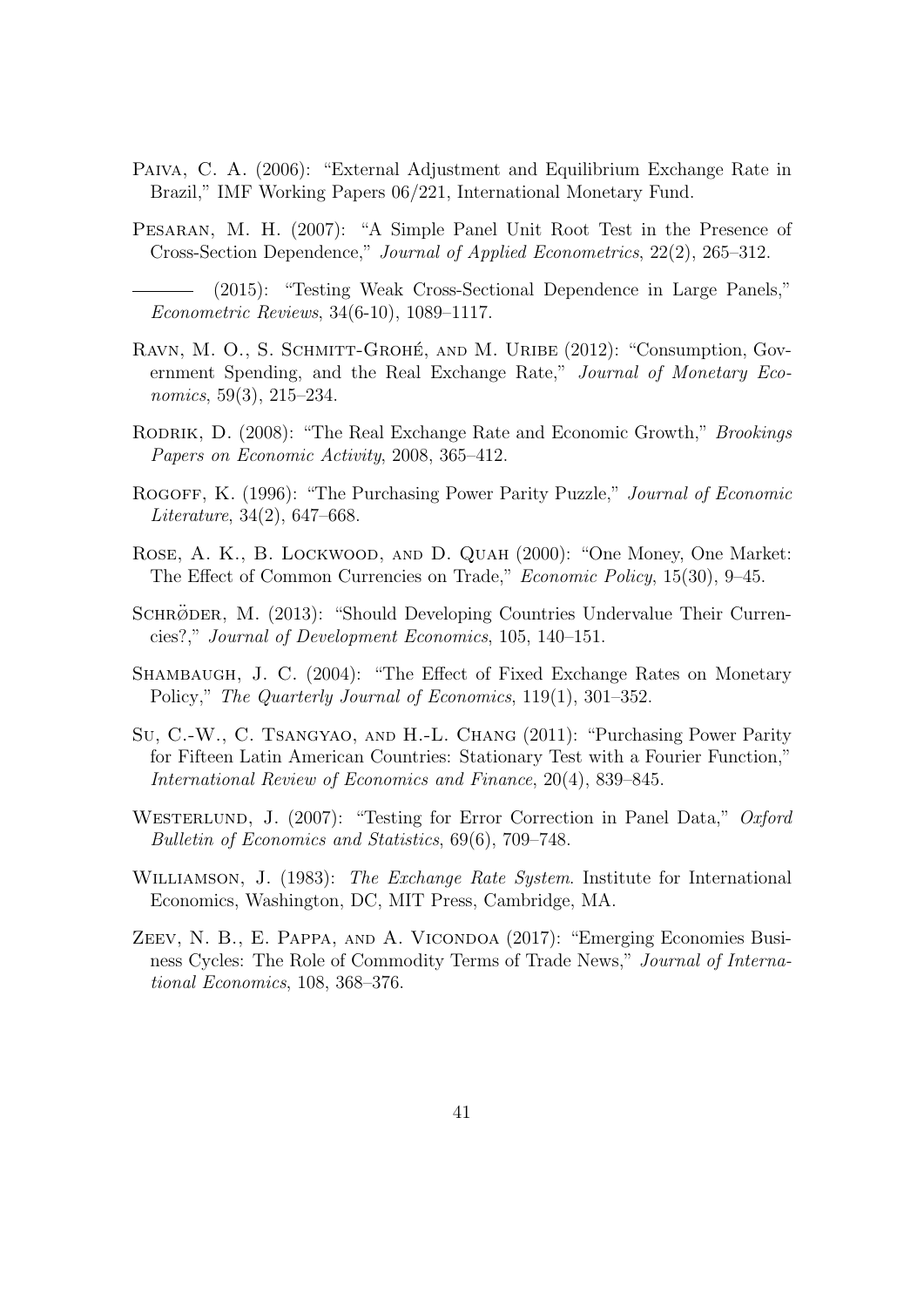Paiva, C. A. (2006): "External Adjustment and Equilibrium Exchange Rate in Brazil," IMF Working Papers 06/221, International Monetary Fund.

Pesaran, M. H. (2007): "A Simple Panel Unit Root Test in the Presence of Cross-Section Dependence," *Journal of Applied Econometrics*, 22(2), 265–312.

——— (2015): "Testing Weak Cross-Sectional Dependence in Large Panels," *Econometric Reviews*, 34(6-10), 1089–1117.

Ravn, M. O., S. Schmitt-Grohé, and M. Uribe (2012): "Consumption, Government Spending, and the Real Exchange Rate," *Journal of Monetary Economics*, 59(3), 215–234.

Rodrik, D. (2008): "The Real Exchange Rate and Economic Growth," *Brookings Papers on Economic Activity*, 2008, 365–412.

Rogoff, K. (1996): "The Purchasing Power Parity Puzzle," *Journal of Economic Literature*, 34(2), 647–668.

Rose, A. K., B. Lockwood, and D. Quah (2000): "One Money, One Market: The Effect of Common Currencies on Trade," *Economic Policy*, 15(30), 9–45.

Schröder, M. (2013): "Should Developing Countries Undervalue Their Currencies?," *Journal of Development Economics*, 105, 140–151.

Shambaugh, J. C. (2004): "The Effect of Fixed Exchange Rates on Monetary Policy," *The Quarterly Journal of Economics*, 119(1), 301–352.

Su, C.-W., C. Tsangyao, and H.-L. Chang (2011): "Purchasing Power Parity for Fifteen Latin American Countries: Stationary Test with a Fourier Function," *International Review of Economics and Finance*, 20(4), 839–845.

Westerlund, J. (2007): "Testing for Error Correction in Panel Data," *Oxford Bulletin of Economics and Statistics*, 69(6), 709–748.

Williamson, J. (1983): *The Exchange Rate System*. Institute for International Economics, Washington, DC, MIT Press, Cambridge, MA.

Zeev, N. B., E. Pappa, and A. Vicondoa (2017): "Emerging Economies Business Cycles: The Role of Commodity Terms of Trade News," *Journal of International Economics*, 108, 368–376.